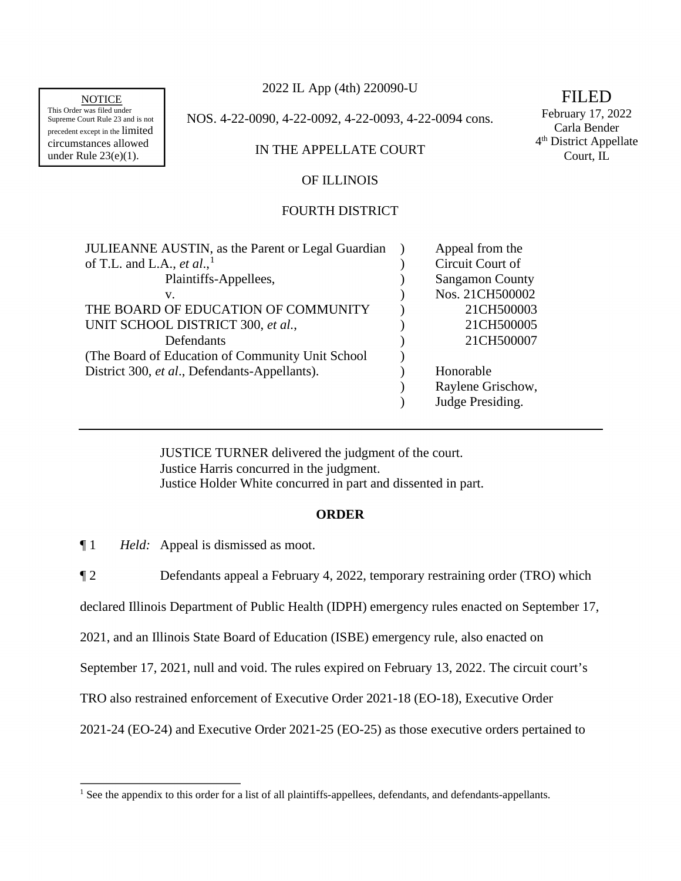NOTICE
This Order was filed under Supreme Court Rule 23 and is not precedent except in the limited circumstances allowed under Rule 23(e)(1).

2022 IL App (4th) 220090-U

NOS. 4-22-0090, 4-22-0092, 4-22-0093, 4-22-0094 cons.

IN THE APPELLATE COURT

OF ILLINOIS

FOURTH DISTRICT

FILED
February 17, 2022
Carla Bender
4th District Appellate
Court, IL

| | | |
|---|---|---|
| JULIEANNE AUSTIN, as the Parent or Legal Guardian of T.L. and L.A., *et al.*,[1] | ) | Appeal from the |
| Plaintiffs-Appellees, | ) | Circuit Court of |
| v. | ) | Sangamon County |
| THE BOARD OF EDUCATION OF COMMUNITY UNIT SCHOOL DISTRICT 300, *et al.*, | ) | Nos. 21CH500002 |
| Defendants | ) | 21CH500003 |
| (The Board of Education of Community Unit School District 300, *et al*., Defendants-Appellants). | ) | 21CH500005 |
| | ) | 21CH500007 |
| | ) | Honorable |
| | ) | Raylene Grischow, |
| | ) | Judge Presiding. |

JUSTICE TURNER delivered the judgment of the court.
Justice Harris concurred in the judgment.
Justice Holder White concurred in part and dissented in part.

**ORDER**

¶ 1 *Held:* Appeal is dismissed as moot.

¶ 2 Defendants appeal a February 4, 2022, temporary restraining order (TRO) which declared Illinois Department of Public Health (IDPH) emergency rules enacted on September 17, 2021, and an Illinois State Board of Education (ISBE) emergency rule, also enacted on September 17, 2021, null and void. The rules expired on February 13, 2022. The circuit court's TRO also restrained enforcement of Executive Order 2021-18 (EO-18), Executive Order 2021-24 (EO-24) and Executive Order 2021-25 (EO-25) as those executive orders pertained to

[1] See the appendix to this order for a list of all plaintiffs-appellees, defendants, and defendants-appellants.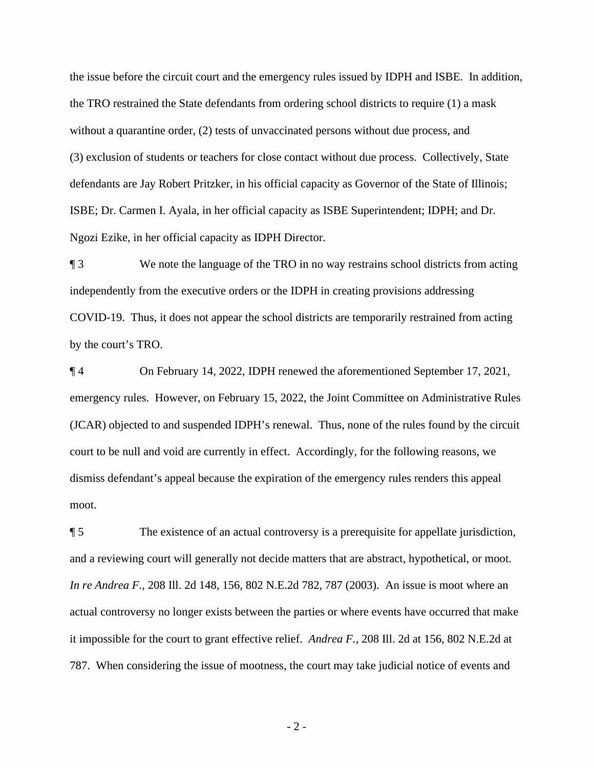the issue before the circuit court and the emergency rules issued by IDPH and ISBE. In addition, the TRO restrained the State defendants from ordering school districts to require (1) a mask without a quarantine order, (2) tests of unvaccinated persons without due process, and (3) exclusion of students or teachers for close contact without due process. Collectively, State defendants are Jay Robert Pritzker, in his official capacity as Governor of the State of Illinois; ISBE; Dr. Carmen I. Ayala, in her official capacity as ISBE Superintendent; IDPH; and Dr. Ngozi Ezike, in her official capacity as IDPH Director.

¶ 3 We note the language of the TRO in no way restrains school districts from acting independently from the executive orders or the IDPH in creating provisions addressing COVID-19. Thus, it does not appear the school districts are temporarily restrained from acting by the court's TRO.

¶ 4 On February 14, 2022, IDPH renewed the aforementioned September 17, 2021, emergency rules. However, on February 15, 2022, the Joint Committee on Administrative Rules (JCAR) objected to and suspended IDPH's renewal. Thus, none of the rules found by the circuit court to be null and void are currently in effect. Accordingly, for the following reasons, we dismiss defendant's appeal because the expiration of the emergency rules renders this appeal moot.

¶ 5 The existence of an actual controversy is a prerequisite for appellate jurisdiction, and a reviewing court will generally not decide matters that are abstract, hypothetical, or moot. *In re Andrea F.*, 208 Ill. 2d 148, 156, 802 N.E.2d 782, 787 (2003). An issue is moot where an actual controversy no longer exists between the parties or where events have occurred that make it impossible for the court to grant effective relief. *Andrea F.*, 208 Ill. 2d at 156, 802 N.E.2d at 787. When considering the issue of mootness, the court may take judicial notice of events and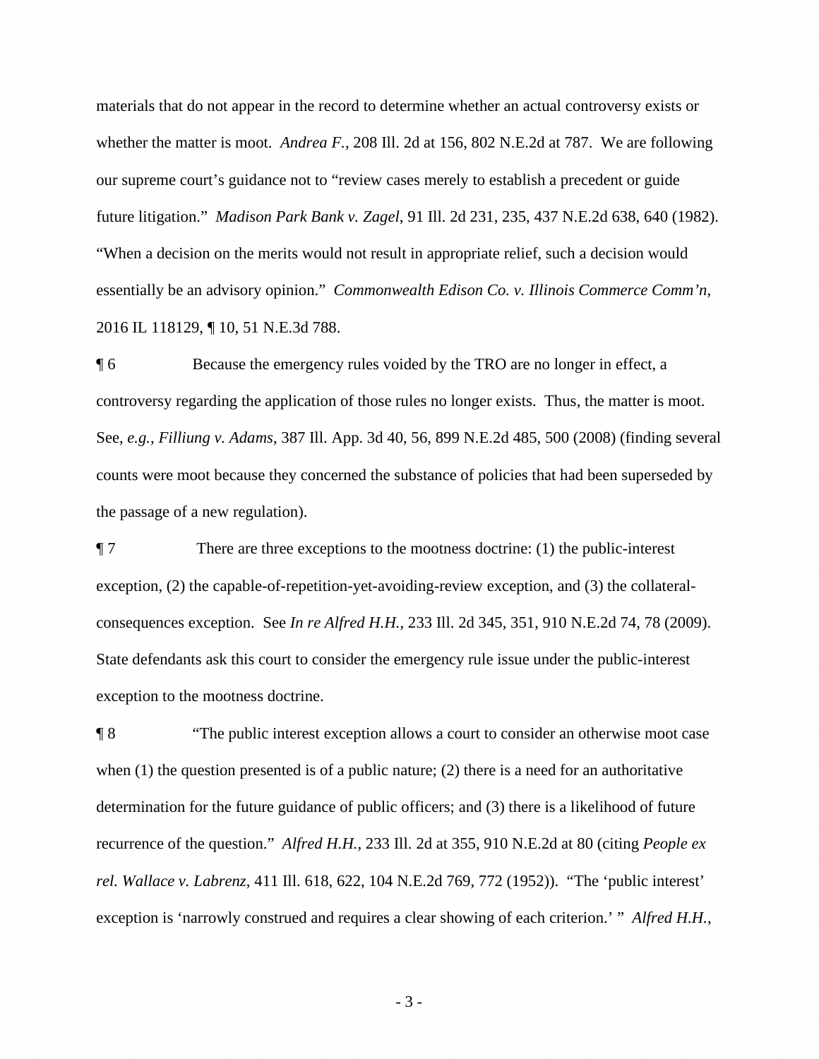materials that do not appear in the record to determine whether an actual controversy exists or whether the matter is moot. *Andrea F.*, 208 Ill. 2d at 156, 802 N.E.2d at 787. We are following our supreme court's guidance not to "review cases merely to establish a precedent or guide future litigation." *Madison Park Bank v. Zagel*, 91 Ill. 2d 231, 235, 437 N.E.2d 638, 640 (1982). "When a decision on the merits would not result in appropriate relief, such a decision would essentially be an advisory opinion." *Commonwealth Edison Co. v. Illinois Commerce Comm'n*, 2016 IL 118129, ¶ 10, 51 N.E.3d 788.

¶ 6 Because the emergency rules voided by the TRO are no longer in effect, a controversy regarding the application of those rules no longer exists. Thus, the matter is moot. See, *e.g.*, *Filliung v. Adams*, 387 Ill. App. 3d 40, 56, 899 N.E.2d 485, 500 (2008) (finding several counts were moot because they concerned the substance of policies that had been superseded by the passage of a new regulation).

¶ 7 There are three exceptions to the mootness doctrine: (1) the public-interest exception, (2) the capable-of-repetition-yet-avoiding-review exception, and (3) the collateral-consequences exception. See *In re Alfred H.H.*, 233 Ill. 2d 345, 351, 910 N.E.2d 74, 78 (2009). State defendants ask this court to consider the emergency rule issue under the public-interest exception to the mootness doctrine.

¶ 8 "The public interest exception allows a court to consider an otherwise moot case when (1) the question presented is of a public nature; (2) there is a need for an authoritative determination for the future guidance of public officers; and (3) there is a likelihood of future recurrence of the question." *Alfred H.H.*, 233 Ill. 2d at 355, 910 N.E.2d at 80 (citing *People ex rel. Wallace v. Labrenz*, 411 Ill. 618, 622, 104 N.E.2d 769, 772 (1952)). "The 'public interest' exception is 'narrowly construed and requires a clear showing of each criterion.' " *Alfred H.H.*,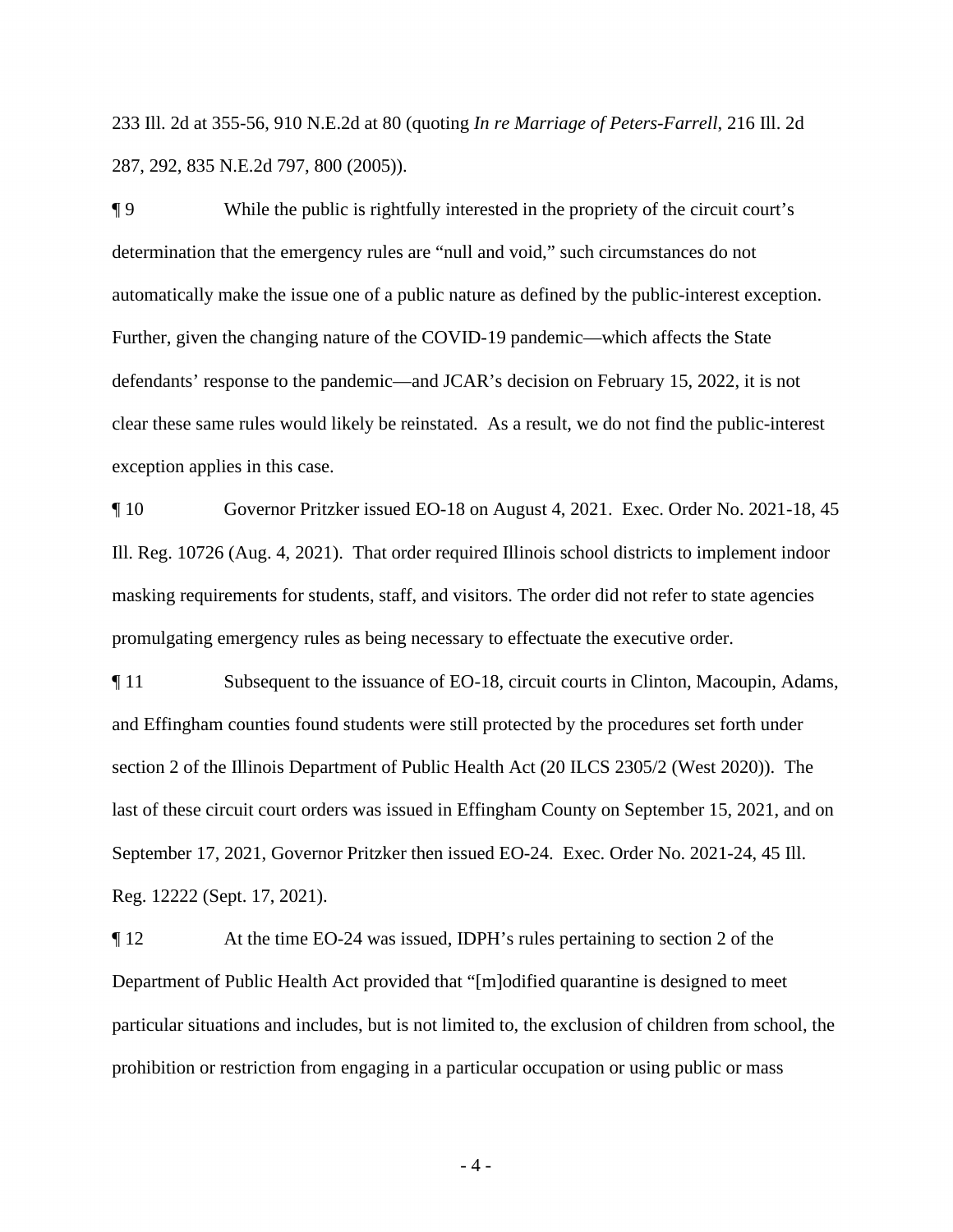233 Ill. 2d at 355-56, 910 N.E.2d at 80 (quoting *In re Marriage of Peters-Farrell*, 216 Ill. 2d 287, 292, 835 N.E.2d 797, 800 (2005)).

¶ 9 While the public is rightfully interested in the propriety of the circuit court's determination that the emergency rules are "null and void," such circumstances do not automatically make the issue one of a public nature as defined by the public-interest exception. Further, given the changing nature of the COVID-19 pandemic—which affects the State defendants' response to the pandemic—and JCAR's decision on February 15, 2022, it is not clear these same rules would likely be reinstated. As a result, we do not find the public-interest exception applies in this case.

¶ 10 Governor Pritzker issued EO-18 on August 4, 2021. Exec. Order No. 2021-18, 45 Ill. Reg. 10726 (Aug. 4, 2021). That order required Illinois school districts to implement indoor masking requirements for students, staff, and visitors. The order did not refer to state agencies promulgating emergency rules as being necessary to effectuate the executive order.

¶ 11 Subsequent to the issuance of EO-18, circuit courts in Clinton, Macoupin, Adams, and Effingham counties found students were still protected by the procedures set forth under section 2 of the Illinois Department of Public Health Act (20 ILCS 2305/2 (West 2020)). The last of these circuit court orders was issued in Effingham County on September 15, 2021, and on September 17, 2021, Governor Pritzker then issued EO-24. Exec. Order No. 2021-24, 45 Ill. Reg. 12222 (Sept. 17, 2021).

¶ 12 At the time EO-24 was issued, IDPH's rules pertaining to section 2 of the Department of Public Health Act provided that "[m]odified quarantine is designed to meet particular situations and includes, but is not limited to, the exclusion of children from school, the prohibition or restriction from engaging in a particular occupation or using public or mass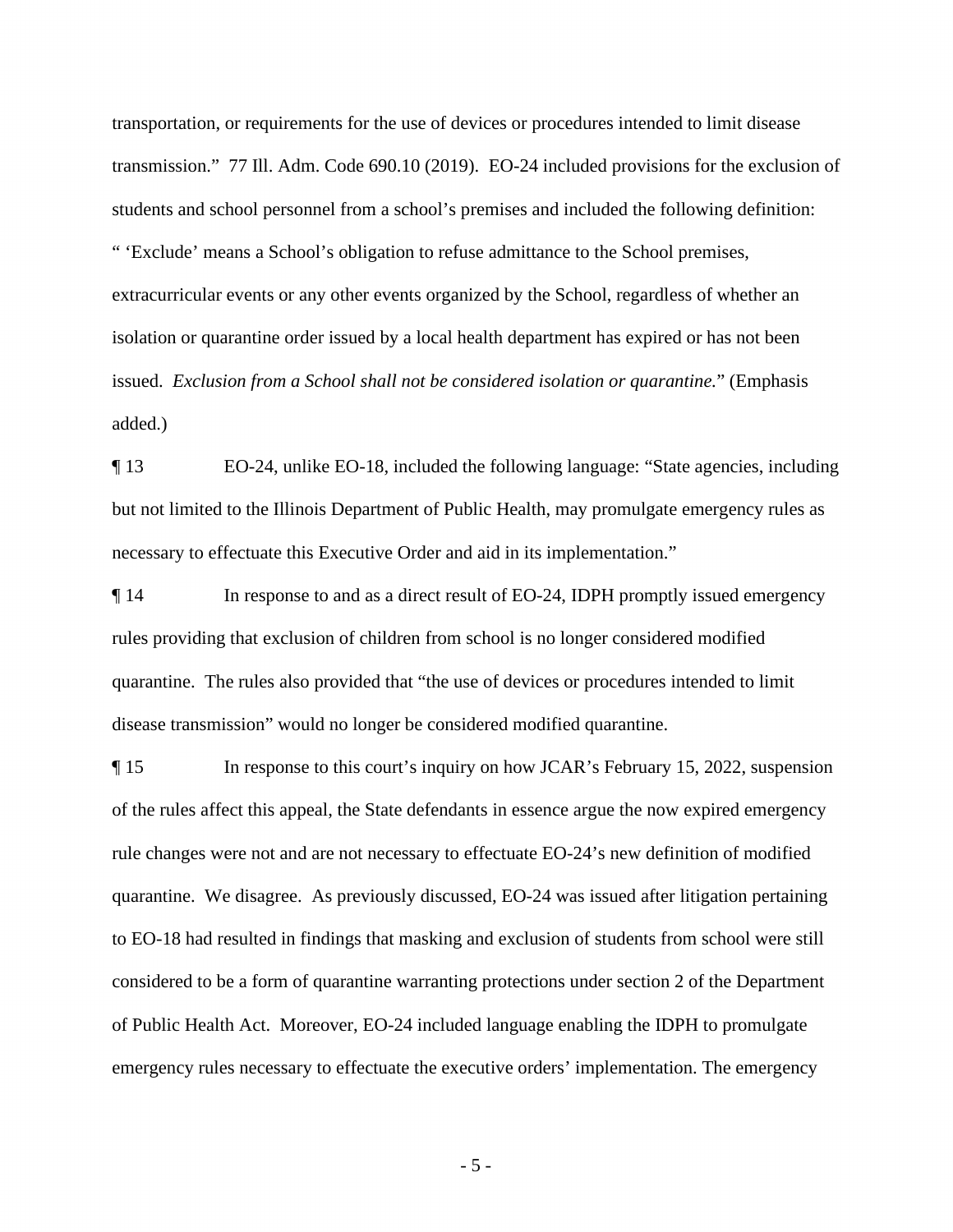transportation, or requirements for the use of devices or procedures intended to limit disease transmission." 77 Ill. Adm. Code 690.10 (2019). EO-24 included provisions for the exclusion of students and school personnel from a school's premises and included the following definition: " 'Exclude' means a School's obligation to refuse admittance to the School premises, extracurricular events or any other events organized by the School, regardless of whether an isolation or quarantine order issued by a local health department has expired or has not been issued. *Exclusion from a School shall not be considered isolation or quarantine.*" (Emphasis added.)

¶ 13 EO-24, unlike EO-18, included the following language: "State agencies, including but not limited to the Illinois Department of Public Health, may promulgate emergency rules as necessary to effectuate this Executive Order and aid in its implementation."

¶ 14 In response to and as a direct result of EO-24, IDPH promptly issued emergency rules providing that exclusion of children from school is no longer considered modified quarantine. The rules also provided that "the use of devices or procedures intended to limit disease transmission" would no longer be considered modified quarantine.

¶ 15 In response to this court's inquiry on how JCAR's February 15, 2022, suspension of the rules affect this appeal, the State defendants in essence argue the now expired emergency rule changes were not and are not necessary to effectuate EO-24's new definition of modified quarantine. We disagree. As previously discussed, EO-24 was issued after litigation pertaining to EO-18 had resulted in findings that masking and exclusion of students from school were still considered to be a form of quarantine warranting protections under section 2 of the Department of Public Health Act. Moreover, EO-24 included language enabling the IDPH to promulgate emergency rules necessary to effectuate the executive orders' implementation. The emergency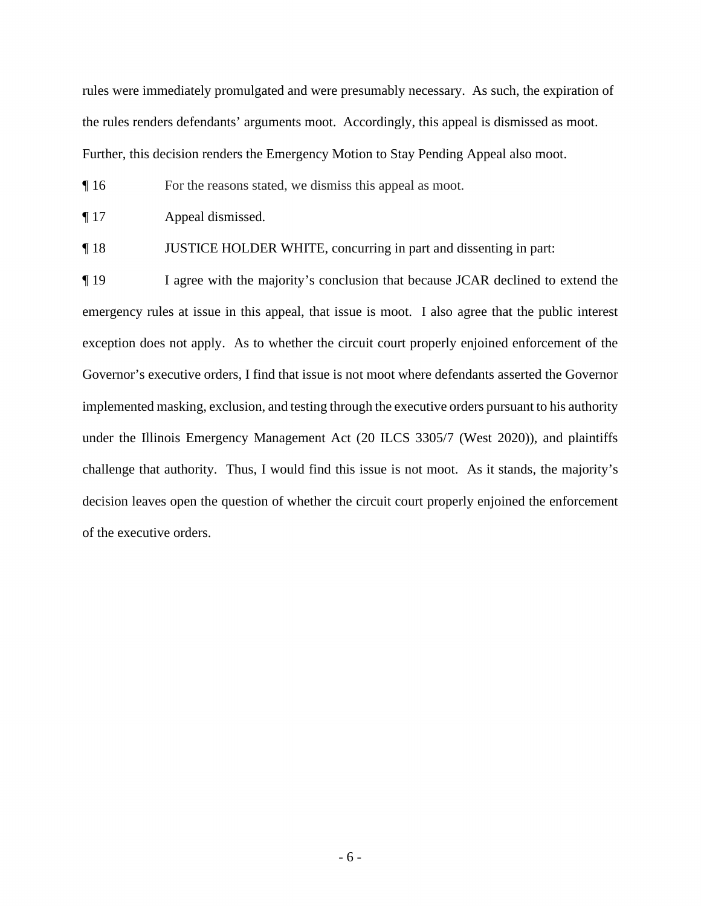rules were immediately promulgated and were presumably necessary. As such, the expiration of the rules renders defendants' arguments moot. Accordingly, this appeal is dismissed as moot. Further, this decision renders the Emergency Motion to Stay Pending Appeal also moot.

¶ 16 For the reasons stated, we dismiss this appeal as moot.

¶ 17 Appeal dismissed.

¶ 18 JUSTICE HOLDER WHITE, concurring in part and dissenting in part:

¶ 19 I agree with the majority's conclusion that because JCAR declined to extend the emergency rules at issue in this appeal, that issue is moot. I also agree that the public interest exception does not apply. As to whether the circuit court properly enjoined enforcement of the Governor's executive orders, I find that issue is not moot where defendants asserted the Governor implemented masking, exclusion, and testing through the executive orders pursuant to his authority under the Illinois Emergency Management Act (20 ILCS 3305/7 (West 2020)), and plaintiffs challenge that authority. Thus, I would find this issue is not moot. As it stands, the majority's decision leaves open the question of whether the circuit court properly enjoined the enforcement of the executive orders.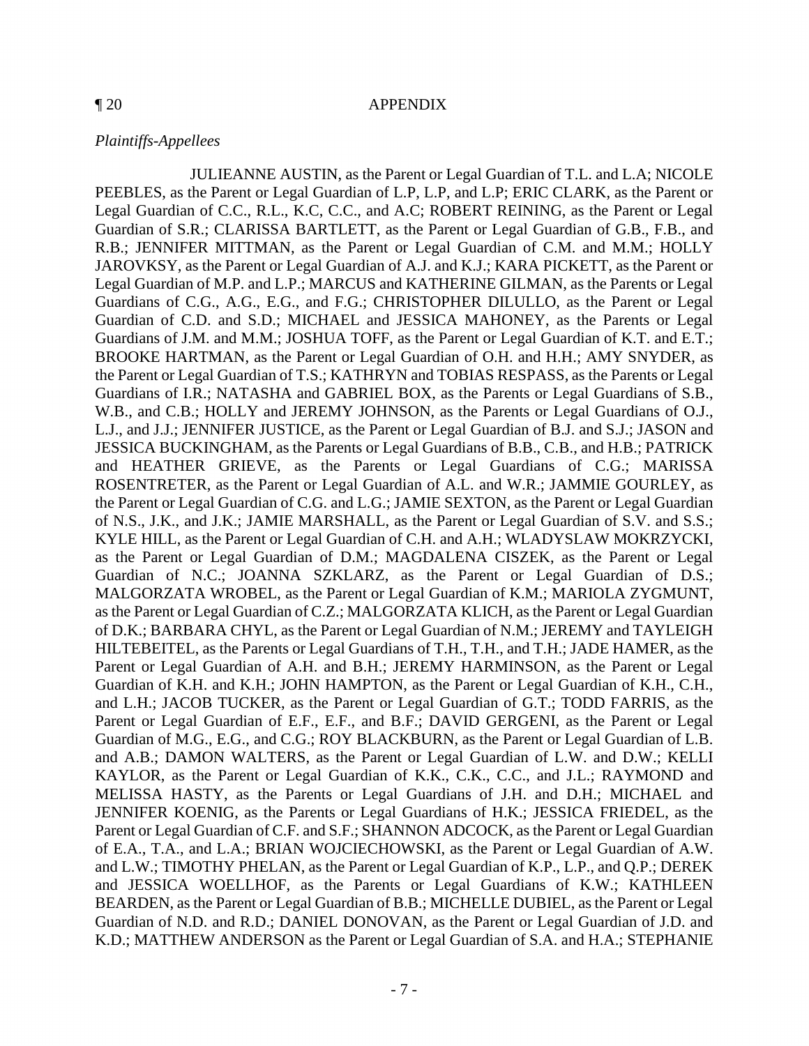¶ 20 APPENDIX

*Plaintiffs-Appellees*

JULIEANNE AUSTIN, as the Parent or Legal Guardian of T.L. and L.A; NICOLE PEEBLES, as the Parent or Legal Guardian of L.P, L.P, and L.P; ERIC CLARK, as the Parent or Legal Guardian of C.C., R.L., K.C, C.C., and A.C; ROBERT REINING, as the Parent or Legal Guardian of S.R.; CLARISSA BARTLETT, as the Parent or Legal Guardian of G.B., F.B., and R.B.; JENNIFER MITTMAN, as the Parent or Legal Guardian of C.M. and M.M.; HOLLY JAROVKSY, as the Parent or Legal Guardian of A.J. and K.J.; KARA PICKETT, as the Parent or Legal Guardian of M.P. and L.P.; MARCUS and KATHERINE GILMAN, as the Parents or Legal Guardians of C.G., A.G., E.G., and F.G.; CHRISTOPHER DILULLO, as the Parent or Legal Guardian of C.D. and S.D.; MICHAEL and JESSICA MAHONEY, as the Parents or Legal Guardians of J.M. and M.M.; JOSHUA TOFF, as the Parent or Legal Guardian of K.T. and E.T.; BROOKE HARTMAN, as the Parent or Legal Guardian of O.H. and H.H.; AMY SNYDER, as the Parent or Legal Guardian of T.S.; KATHRYN and TOBIAS RESPASS, as the Parents or Legal Guardians of I.R.; NATASHA and GABRIEL BOX, as the Parents or Legal Guardians of S.B., W.B., and C.B.; HOLLY and JEREMY JOHNSON, as the Parents or Legal Guardians of O.J., L.J., and J.J.; JENNIFER JUSTICE, as the Parent or Legal Guardian of B.J. and S.J.; JASON and JESSICA BUCKINGHAM, as the Parents or Legal Guardians of B.B., C.B., and H.B.; PATRICK and HEATHER GRIEVE, as the Parents or Legal Guardians of C.G.; MARISSA ROSENTRETER, as the Parent or Legal Guardian of A.L. and W.R.; JAMMIE GOURLEY, as the Parent or Legal Guardian of C.G. and L.G.; JAMIE SEXTON, as the Parent or Legal Guardian of N.S., J.K., and J.K.; JAMIE MARSHALL, as the Parent or Legal Guardian of S.V. and S.S.; KYLE HILL, as the Parent or Legal Guardian of C.H. and A.H.; WLADYSLAW MOKRZYCKI, as the Parent or Legal Guardian of D.M.; MAGDALENA CISZEK, as the Parent or Legal Guardian of N.C.; JOANNA SZKLARZ, as the Parent or Legal Guardian of D.S.; MALGORZATA WROBEL, as the Parent or Legal Guardian of K.M.; MARIOLA ZYGMUNT, as the Parent or Legal Guardian of C.Z.; MALGORZATA KLICH, as the Parent or Legal Guardian of D.K.; BARBARA CHYL, as the Parent or Legal Guardian of N.M.; JEREMY and TAYLEIGH HILTEBEITEL, as the Parents or Legal Guardians of T.H., T.H., and T.H.; JADE HAMER, as the Parent or Legal Guardian of A.H. and B.H.; JEREMY HARMINSON, as the Parent or Legal Guardian of K.H. and K.H.; JOHN HAMPTON, as the Parent or Legal Guardian of K.H., C.H., and L.H.; JACOB TUCKER, as the Parent or Legal Guardian of G.T.; TODD FARRIS, as the Parent or Legal Guardian of E.F., E.F., and B.F.; DAVID GERGENI, as the Parent or Legal Guardian of M.G., E.G., and C.G.; ROY BLACKBURN, as the Parent or Legal Guardian of L.B. and A.B.; DAMON WALTERS, as the Parent or Legal Guardian of L.W. and D.W.; KELLI KAYLOR, as the Parent or Legal Guardian of K.K., C.K., C.C., and J.L.; RAYMOND and MELISSA HASTY, as the Parents or Legal Guardians of J.H. and D.H.; MICHAEL and JENNIFER KOENIG, as the Parents or Legal Guardians of H.K.; JESSICA FRIEDEL, as the Parent or Legal Guardian of C.F. and S.F.; SHANNON ADCOCK, as the Parent or Legal Guardian of E.A., T.A., and L.A.; BRIAN WOJCIECHOWSKI, as the Parent or Legal Guardian of A.W. and L.W.; TIMOTHY PHELAN, as the Parent or Legal Guardian of K.P., L.P., and Q.P.; DEREK and JESSICA WOELLHOF, as the Parents or Legal Guardians of K.W.; KATHLEEN BEARDEN, as the Parent or Legal Guardian of B.B.; MICHELLE DUBIEL, as the Parent or Legal Guardian of N.D. and R.D.; DANIEL DONOVAN, as the Parent or Legal Guardian of J.D. and K.D.; MATTHEW ANDERSON as the Parent or Legal Guardian of S.A. and H.A.; STEPHANIE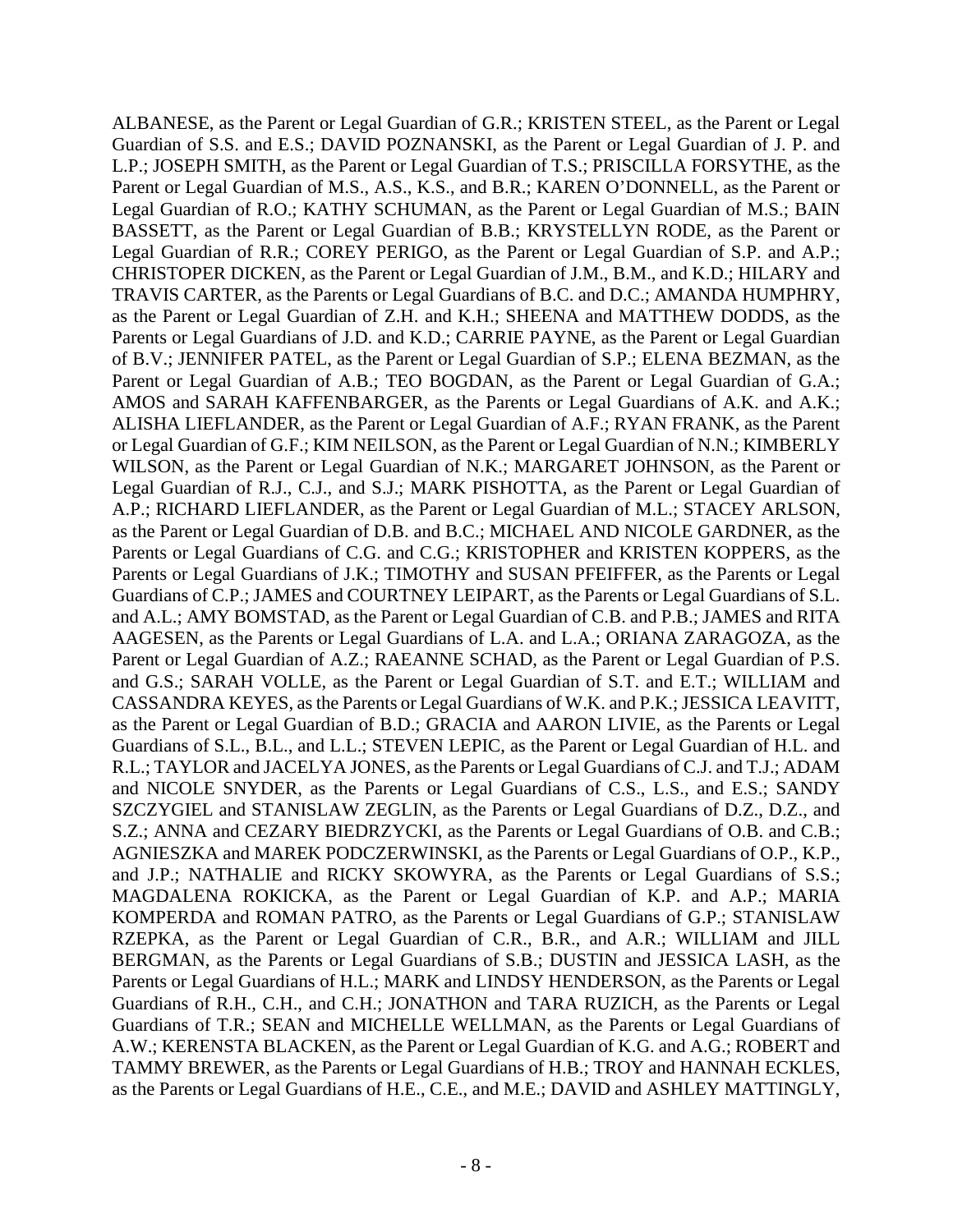ALBANESE, as the Parent or Legal Guardian of G.R.; KRISTEN STEEL, as the Parent or Legal Guardian of S.S. and E.S.; DAVID POZNANSKI, as the Parent or Legal Guardian of J. P. and L.P.; JOSEPH SMITH, as the Parent or Legal Guardian of T.S.; PRISCILLA FORSYTHE, as the Parent or Legal Guardian of M.S., A.S., K.S., and B.R.; KAREN O'DONNELL, as the Parent or Legal Guardian of R.O.; KATHY SCHUMAN, as the Parent or Legal Guardian of M.S.; BAIN BASSETT, as the Parent or Legal Guardian of B.B.; KRYSTELLYN RODE, as the Parent or Legal Guardian of R.R.; COREY PERIGO, as the Parent or Legal Guardian of S.P. and A.P.; CHRISTOPER DICKEN, as the Parent or Legal Guardian of J.M., B.M., and K.D.; HILARY and TRAVIS CARTER, as the Parents or Legal Guardians of B.C. and D.C.; AMANDA HUMPHRY, as the Parent or Legal Guardian of Z.H. and K.H.; SHEENA and MATTHEW DODDS, as the Parents or Legal Guardians of J.D. and K.D.; CARRIE PAYNE, as the Parent or Legal Guardian of B.V.; JENNIFER PATEL, as the Parent or Legal Guardian of S.P.; ELENA BEZMAN, as the Parent or Legal Guardian of A.B.; TEO BOGDAN, as the Parent or Legal Guardian of G.A.; AMOS and SARAH KAFFENBARGER, as the Parents or Legal Guardians of A.K. and A.K.; ALISHA LIEFLANDER, as the Parent or Legal Guardian of A.F.; RYAN FRANK, as the Parent or Legal Guardian of G.F.; KIM NEILSON, as the Parent or Legal Guardian of N.N.; KIMBERLY WILSON, as the Parent or Legal Guardian of N.K.; MARGARET JOHNSON, as the Parent or Legal Guardian of R.J., C.J., and S.J.; MARK PISHOTTA, as the Parent or Legal Guardian of A.P.; RICHARD LIEFLANDER, as the Parent or Legal Guardian of M.L.; STACEY ARLSON, as the Parent or Legal Guardian of D.B. and B.C.; MICHAEL AND NICOLE GARDNER, as the Parents or Legal Guardians of C.G. and C.G.; KRISTOPHER and KRISTEN KOPPERS, as the Parents or Legal Guardians of J.K.; TIMOTHY and SUSAN PFEIFFER, as the Parents or Legal Guardians of C.P.; JAMES and COURTNEY LEIPART, as the Parents or Legal Guardians of S.L. and A.L.; AMY BOMSTAD, as the Parent or Legal Guardian of C.B. and P.B.; JAMES and RITA AAGESEN, as the Parents or Legal Guardians of L.A. and L.A.; ORIANA ZARAGOZA, as the Parent or Legal Guardian of A.Z.; RAEANNE SCHAD, as the Parent or Legal Guardian of P.S. and G.S.; SARAH VOLLE, as the Parent or Legal Guardian of S.T. and E.T.; WILLIAM and CASSANDRA KEYES, as the Parents or Legal Guardians of W.K. and P.K.; JESSICA LEAVITT, as the Parent or Legal Guardian of B.D.; GRACIA and AARON LIVIE, as the Parents or Legal Guardians of S.L., B.L., and L.L.; STEVEN LEPIC, as the Parent or Legal Guardian of H.L. and R.L.; TAYLOR and JACELYA JONES, as the Parents or Legal Guardians of C.J. and T.J.; ADAM and NICOLE SNYDER, as the Parents or Legal Guardians of C.S., L.S., and E.S.; SANDY SZCZYGIEL and STANISLAW ZEGLIN, as the Parents or Legal Guardians of D.Z., D.Z., and S.Z.; ANNA and CEZARY BIEDRZYCKI, as the Parents or Legal Guardians of O.B. and C.B.; AGNIESZKA and MAREK PODCZERWINSKI, as the Parents or Legal Guardians of O.P., K.P., and J.P.; NATHALIE and RICKY SKOWYRA, as the Parents or Legal Guardians of S.S.; MAGDALENA ROKICKA, as the Parent or Legal Guardian of K.P. and A.P.; MARIA KOMPERDA and ROMAN PATRO, as the Parents or Legal Guardians of G.P.; STANISLAW RZEPKA, as the Parent or Legal Guardian of C.R., B.R., and A.R.; WILLIAM and JILL BERGMAN, as the Parents or Legal Guardians of S.B.; DUSTIN and JESSICA LASH, as the Parents or Legal Guardians of H.L.; MARK and LINDSY HENDERSON, as the Parents or Legal Guardians of R.H., C.H., and C.H.; JONATHON and TARA RUZICH, as the Parents or Legal Guardians of T.R.; SEAN and MICHELLE WELLMAN, as the Parents or Legal Guardians of A.W.; KERENSTA BLACKEN, as the Parent or Legal Guardian of K.G. and A.G.; ROBERT and TAMMY BREWER, as the Parents or Legal Guardians of H.B.; TROY and HANNAH ECKLES, as the Parents or Legal Guardians of H.E., C.E., and M.E.; DAVID and ASHLEY MATTINGLY,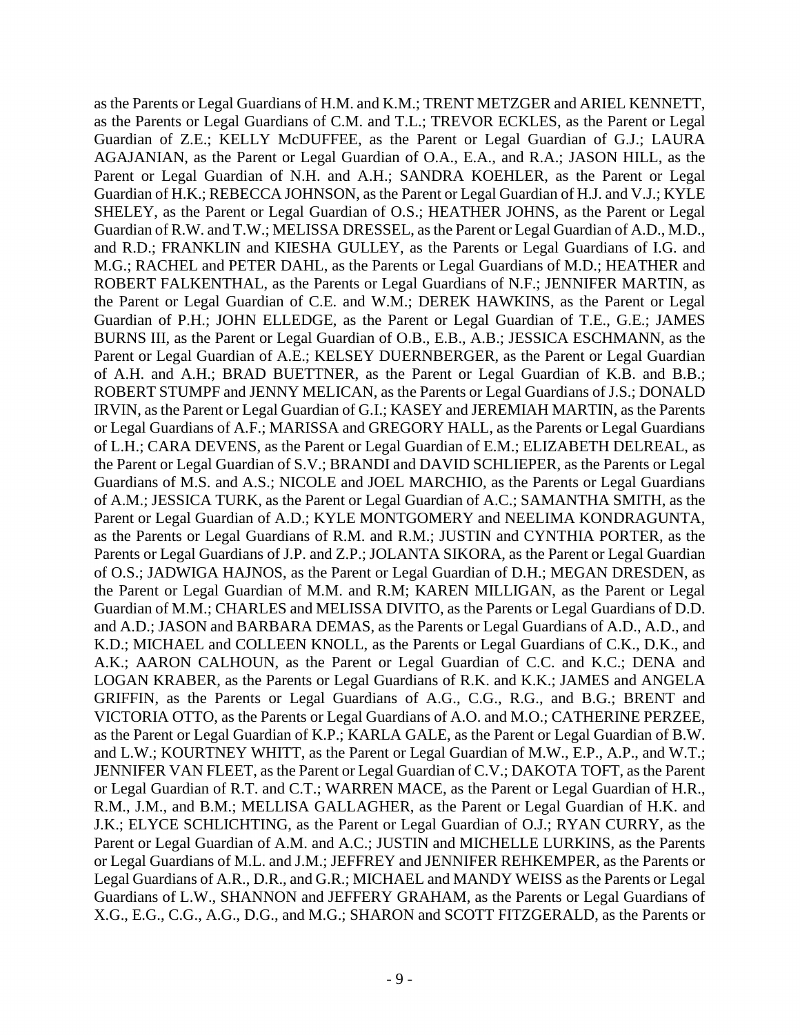as the Parents or Legal Guardians of H.M. and K.M.; TRENT METZGER and ARIEL KENNETT, as the Parents or Legal Guardians of C.M. and T.L.; TREVOR ECKLES, as the Parent or Legal Guardian of Z.E.; KELLY McDUFFEE, as the Parent or Legal Guardian of G.J.; LAURA AGAJANIAN, as the Parent or Legal Guardian of O.A., E.A., and R.A.; JASON HILL, as the Parent or Legal Guardian of N.H. and A.H.; SANDRA KOEHLER, as the Parent or Legal Guardian of H.K.; REBECCA JOHNSON, as the Parent or Legal Guardian of H.J. and V.J.; KYLE SHELEY, as the Parent or Legal Guardian of O.S.; HEATHER JOHNS, as the Parent or Legal Guardian of R.W. and T.W.; MELISSA DRESSEL, as the Parent or Legal Guardian of A.D., M.D., and R.D.; FRANKLIN and KIESHA GULLEY, as the Parents or Legal Guardians of I.G. and M.G.; RACHEL and PETER DAHL, as the Parents or Legal Guardians of M.D.; HEATHER and ROBERT FALKENTHAL, as the Parents or Legal Guardians of N.F.; JENNIFER MARTIN, as the Parent or Legal Guardian of C.E. and W.M.; DEREK HAWKINS, as the Parent or Legal Guardian of P.H.; JOHN ELLEDGE, as the Parent or Legal Guardian of T.E., G.E.; JAMES BURNS III, as the Parent or Legal Guardian of O.B., E.B., A.B.; JESSICA ESCHMANN, as the Parent or Legal Guardian of A.E.; KELSEY DUERNBERGER, as the Parent or Legal Guardian of A.H. and A.H.; BRAD BUETTNER, as the Parent or Legal Guardian of K.B. and B.B.; ROBERT STUMPF and JENNY MELICAN, as the Parents or Legal Guardians of J.S.; DONALD IRVIN, as the Parent or Legal Guardian of G.I.; KASEY and JEREMIAH MARTIN, as the Parents or Legal Guardians of A.F.; MARISSA and GREGORY HALL, as the Parents or Legal Guardians of L.H.; CARA DEVENS, as the Parent or Legal Guardian of E.M.; ELIZABETH DELREAL, as the Parent or Legal Guardian of S.V.; BRANDI and DAVID SCHLIEPER, as the Parents or Legal Guardians of M.S. and A.S.; NICOLE and JOEL MARCHIO, as the Parents or Legal Guardians of A.M.; JESSICA TURK, as the Parent or Legal Guardian of A.C.; SAMANTHA SMITH, as the Parent or Legal Guardian of A.D.; KYLE MONTGOMERY and NEELIMA KONDRAGUNTA, as the Parents or Legal Guardians of R.M. and R.M.; JUSTIN and CYNTHIA PORTER, as the Parents or Legal Guardians of J.P. and Z.P.; JOLANTA SIKORA, as the Parent or Legal Guardian of O.S.; JADWIGA HAJNOS, as the Parent or Legal Guardian of D.H.; MEGAN DRESDEN, as the Parent or Legal Guardian of M.M. and R.M; KAREN MILLIGAN, as the Parent or Legal Guardian of M.M.; CHARLES and MELISSA DIVITO, as the Parents or Legal Guardians of D.D. and A.D.; JASON and BARBARA DEMAS, as the Parents or Legal Guardians of A.D., A.D., and K.D.; MICHAEL and COLLEEN KNOLL, as the Parents or Legal Guardians of C.K., D.K., and A.K.; AARON CALHOUN, as the Parent or Legal Guardian of C.C. and K.C.; DENA and LOGAN KRABER, as the Parents or Legal Guardians of R.K. and K.K.; JAMES and ANGELA GRIFFIN, as the Parents or Legal Guardians of A.G., C.G., R.G., and B.G.; BRENT and VICTORIA OTTO, as the Parents or Legal Guardians of A.O. and M.O.; CATHERINE PERZEE, as the Parent or Legal Guardian of K.P.; KARLA GALE, as the Parent or Legal Guardian of B.W. and L.W.; KOURTNEY WHITT, as the Parent or Legal Guardian of M.W., E.P., A.P., and W.T.; JENNIFER VAN FLEET, as the Parent or Legal Guardian of C.V.; DAKOTA TOFT, as the Parent or Legal Guardian of R.T. and C.T.; WARREN MACE, as the Parent or Legal Guardian of H.R., R.M., J.M., and B.M.; MELLISA GALLAGHER, as the Parent or Legal Guardian of H.K. and J.K.; ELYCE SCHLICHTING, as the Parent or Legal Guardian of O.J.; RYAN CURRY, as the Parent or Legal Guardian of A.M. and A.C.; JUSTIN and MICHELLE LURKINS, as the Parents or Legal Guardians of M.L. and J.M.; JEFFREY and JENNIFER REHKEMPER, as the Parents or Legal Guardians of A.R., D.R., and G.R.; MICHAEL and MANDY WEISS as the Parents or Legal Guardians of L.W., SHANNON and JEFFERY GRAHAM, as the Parents or Legal Guardians of X.G., E.G., C.G., A.G., D.G., and M.G.; SHARON and SCOTT FITZGERALD, as the Parents or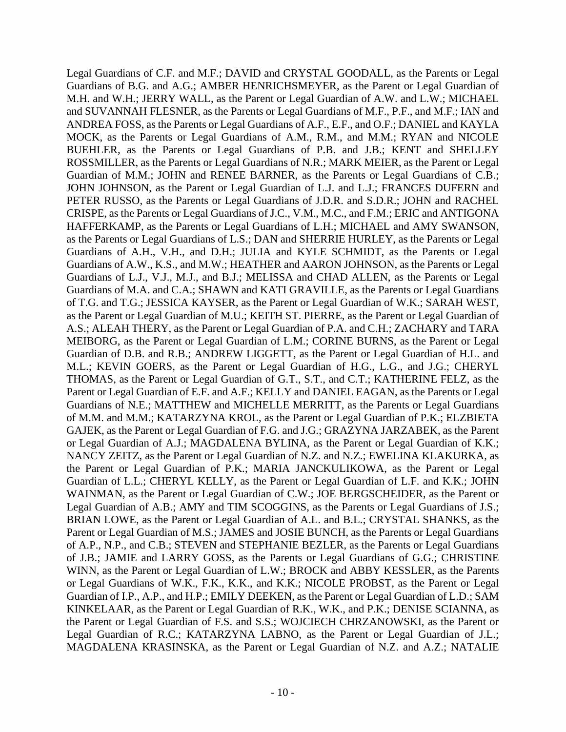Legal Guardians of C.F. and M.F.; DAVID and CRYSTAL GOODALL, as the Parents or Legal Guardians of B.G. and A.G.; AMBER HENRICHSMEYER, as the Parent or Legal Guardian of M.H. and W.H.; JERRY WALL, as the Parent or Legal Guardian of A.W. and L.W.; MICHAEL and SUVANNAH FLESNER, as the Parents or Legal Guardians of M.F., P.F., and M.F.; IAN and ANDREA FOSS, as the Parents or Legal Guardians of A.F., E.F., and O.F.; DANIEL and KAYLA MOCK, as the Parents or Legal Guardians of A.M., R.M., and M.M.; RYAN and NICOLE BUEHLER, as the Parents or Legal Guardians of P.B. and J.B.; KENT and SHELLEY ROSSMILLER, as the Parents or Legal Guardians of N.R.; MARK MEIER, as the Parent or Legal Guardian of M.M.; JOHN and RENEE BARNER, as the Parents or Legal Guardians of C.B.; JOHN JOHNSON, as the Parent or Legal Guardian of L.J. and L.J.; FRANCES DUFERN and PETER RUSSO, as the Parents or Legal Guardians of J.D.R. and S.D.R.; JOHN and RACHEL CRISPE, as the Parents or Legal Guardians of J.C., V.M., M.C., and F.M.; ERIC and ANTIGONA HAFFERKAMP, as the Parents or Legal Guardians of L.H.; MICHAEL and AMY SWANSON, as the Parents or Legal Guardians of L.S.; DAN and SHERRIE HURLEY, as the Parents or Legal Guardians of A.H., V.H., and D.H.; JULIA and KYLE SCHMIDT, as the Parents or Legal Guardians of A.W., K.S., and M.W.; HEATHER and AARON JOHNSON, as the Parents or Legal Guardians of L.J., V.J., M.J., and B.J.; MELISSA and CHAD ALLEN, as the Parents or Legal Guardians of M.A. and C.A.; SHAWN and KATI GRAVILLE, as the Parents or Legal Guardians of T.G. and T.G.; JESSICA KAYSER, as the Parent or Legal Guardian of W.K.; SARAH WEST, as the Parent or Legal Guardian of M.U.; KEITH ST. PIERRE, as the Parent or Legal Guardian of A.S.; ALEAH THERY, as the Parent or Legal Guardian of P.A. and C.H.; ZACHARY and TARA MEIBORG, as the Parent or Legal Guardian of L.M.; CORINE BURNS, as the Parent or Legal Guardian of D.B. and R.B.; ANDREW LIGGETT, as the Parent or Legal Guardian of H.L. and M.L.; KEVIN GOERS, as the Parent or Legal Guardian of H.G., L.G., and J.G.; CHERYL THOMAS, as the Parent or Legal Guardian of G.T., S.T., and C.T.; KATHERINE FELZ, as the Parent or Legal Guardian of E.F. and A.F.; KELLY and DANIEL EAGAN, as the Parents or Legal Guardians of N.E.; MATTHEW and MICHELLE MERRITT, as the Parents or Legal Guardians of M.M. and M.M.; KATARZYNA KROL, as the Parent or Legal Guardian of P.K.; ELZBIETA GAJEK, as the Parent or Legal Guardian of F.G. and J.G.; GRAZYNA JARZABEK, as the Parent or Legal Guardian of A.J.; MAGDALENA BYLINA, as the Parent or Legal Guardian of K.K.; NANCY ZEITZ, as the Parent or Legal Guardian of N.Z. and N.Z.; EWELINA KLAKURKA, as the Parent or Legal Guardian of P.K.; MARIA JANCKULIKOWA, as the Parent or Legal Guardian of L.L.; CHERYL KELLY, as the Parent or Legal Guardian of L.F. and K.K.; JOHN WAINMAN, as the Parent or Legal Guardian of C.W.; JOE BERGSCHEIDER, as the Parent or Legal Guardian of A.B.; AMY and TIM SCOGGINS, as the Parents or Legal Guardians of J.S.; BRIAN LOWE, as the Parent or Legal Guardian of A.L. and B.L.; CRYSTAL SHANKS, as the Parent or Legal Guardian of M.S.; JAMES and JOSIE BUNCH, as the Parents or Legal Guardians of A.P., N.P., and C.B.; STEVEN and STEPHANIE BEZLER, as the Parents or Legal Guardians of J.B.; JAMIE and LARRY GOSS, as the Parents or Legal Guardians of G.G.; CHRISTINE WINN, as the Parent or Legal Guardian of L.W.; BROCK and ABBY KESSLER, as the Parents or Legal Guardians of W.K., F.K., K.K., and K.K.; NICOLE PROBST, as the Parent or Legal Guardian of I.P., A.P., and H.P.; EMILY DEEKEN, as the Parent or Legal Guardian of L.D.; SAM KINKELAAR, as the Parent or Legal Guardian of R.K., W.K., and P.K.; DENISE SCIANNA, as the Parent or Legal Guardian of F.S. and S.S.; WOJCIECH CHRZANOWSKI, as the Parent or Legal Guardian of R.C.; KATARZYNA LABNO, as the Parent or Legal Guardian of J.L.; MAGDALENA KRASINSKA, as the Parent or Legal Guardian of N.Z. and A.Z.; NATALIE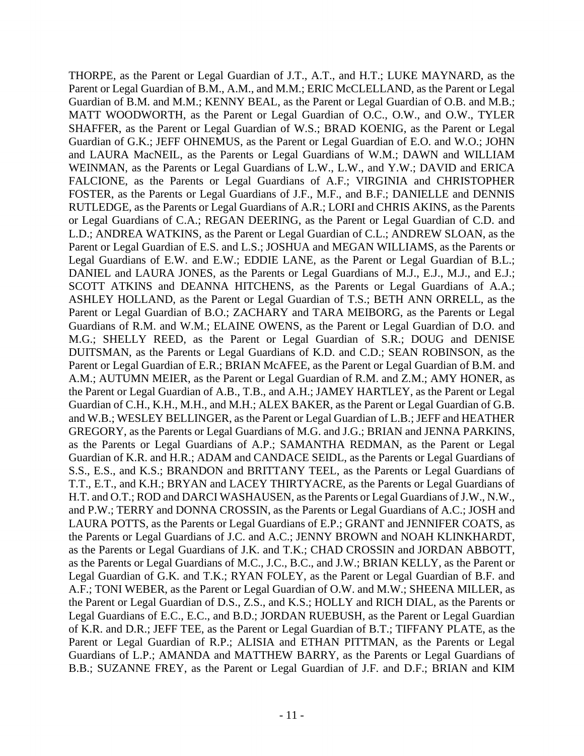THORPE, as the Parent or Legal Guardian of J.T., A.T., and H.T.; LUKE MAYNARD, as the Parent or Legal Guardian of B.M., A.M., and M.M.; ERIC McCLELLAND, as the Parent or Legal Guardian of B.M. and M.M.; KENNY BEAL, as the Parent or Legal Guardian of O.B. and M.B.; MATT WOODWORTH, as the Parent or Legal Guardian of O.C., O.W., and O.W., TYLER SHAFFER, as the Parent or Legal Guardian of W.S.; BRAD KOENIG, as the Parent or Legal Guardian of G.K.; JEFF OHNEMUS, as the Parent or Legal Guardian of E.O. and W.O.; JOHN and LAURA MacNEIL, as the Parents or Legal Guardians of W.M.; DAWN and WILLIAM WEINMAN, as the Parents or Legal Guardians of L.W., L.W., and Y.W.; DAVID and ERICA FALCIONE, as the Parents or Legal Guardians of A.F.; VIRGINIA and CHRISTOPHER FOSTER, as the Parents or Legal Guardians of J.F., M.F., and B.F.; DANIELLE and DENNIS RUTLEDGE, as the Parents or Legal Guardians of A.R.; LORI and CHRIS AKINS, as the Parents or Legal Guardians of C.A.; REGAN DEERING, as the Parent or Legal Guardian of C.D. and L.D.; ANDREA WATKINS, as the Parent or Legal Guardian of C.L.; ANDREW SLOAN, as the Parent or Legal Guardian of E.S. and L.S.; JOSHUA and MEGAN WILLIAMS, as the Parents or Legal Guardians of E.W. and E.W.; EDDIE LANE, as the Parent or Legal Guardian of B.L.; DANIEL and LAURA JONES, as the Parents or Legal Guardians of M.J., E.J., M.J., and E.J.; SCOTT ATKINS and DEANNA HITCHENS, as the Parents or Legal Guardians of A.A.; ASHLEY HOLLAND, as the Parent or Legal Guardian of T.S.; BETH ANN ORRELL, as the Parent or Legal Guardian of B.O.; ZACHARY and TARA MEIBORG, as the Parents or Legal Guardians of R.M. and W.M.; ELAINE OWENS, as the Parent or Legal Guardian of D.O. and M.G.; SHELLY REED, as the Parent or Legal Guardian of S.R.; DOUG and DENISE DUITSMAN, as the Parents or Legal Guardians of K.D. and C.D.; SEAN ROBINSON, as the Parent or Legal Guardian of E.R.; BRIAN McAFEE, as the Parent or Legal Guardian of B.M. and A.M.; AUTUMN MEIER, as the Parent or Legal Guardian of R.M. and Z.M.; AMY HONER, as the Parent or Legal Guardian of A.B., T.B., and A.H.; JAMEY HARTLEY, as the Parent or Legal Guardian of C.H., K.H., M.H., and M.H.; ALEX BAKER, as the Parent or Legal Guardian of G.B. and W.B.; WESLEY BELLINGER, as the Parent or Legal Guardian of L.B.; JEFF and HEATHER GREGORY, as the Parents or Legal Guardians of M.G. and J.G.; BRIAN and JENNA PARKINS, as the Parents or Legal Guardians of A.P.; SAMANTHA REDMAN, as the Parent or Legal Guardian of K.R. and H.R.; ADAM and CANDACE SEIDL, as the Parents or Legal Guardians of S.S., E.S., and K.S.; BRANDON and BRITTANY TEEL, as the Parents or Legal Guardians of T.T., E.T., and K.H.; BRYAN and LACEY THIRTYACRE, as the Parents or Legal Guardians of H.T. and O.T.; ROD and DARCI WASHAUSEN, as the Parents or Legal Guardians of J.W., N.W., and P.W.; TERRY and DONNA CROSSIN, as the Parents or Legal Guardians of A.C.; JOSH and LAURA POTTS, as the Parents or Legal Guardians of E.P.; GRANT and JENNIFER COATS, as the Parents or Legal Guardians of J.C. and A.C.; JENNY BROWN and NOAH KLINKHARDT, as the Parents or Legal Guardians of J.K. and T.K.; CHAD CROSSIN and JORDAN ABBOTT, as the Parents or Legal Guardians of M.C., J.C., B.C., and J.W.; BRIAN KELLY, as the Parent or Legal Guardian of G.K. and T.K.; RYAN FOLEY, as the Parent or Legal Guardian of B.F. and A.F.; TONI WEBER, as the Parent or Legal Guardian of O.W. and M.W.; SHEENA MILLER, as the Parent or Legal Guardian of D.S., Z.S., and K.S.; HOLLY and RICH DIAL, as the Parents or Legal Guardians of E.C., E.C., and B.D.; JORDAN RUEBUSH, as the Parent or Legal Guardian of K.R. and D.R.; JEFF TEE, as the Parent or Legal Guardian of B.T.; TIFFANY PLATE, as the Parent or Legal Guardian of R.P.; ALISIA and ETHAN PITTMAN, as the Parents or Legal Guardians of L.P.; AMANDA and MATTHEW BARRY, as the Parents or Legal Guardians of B.B.; SUZANNE FREY, as the Parent or Legal Guardian of J.F. and D.F.; BRIAN and KIM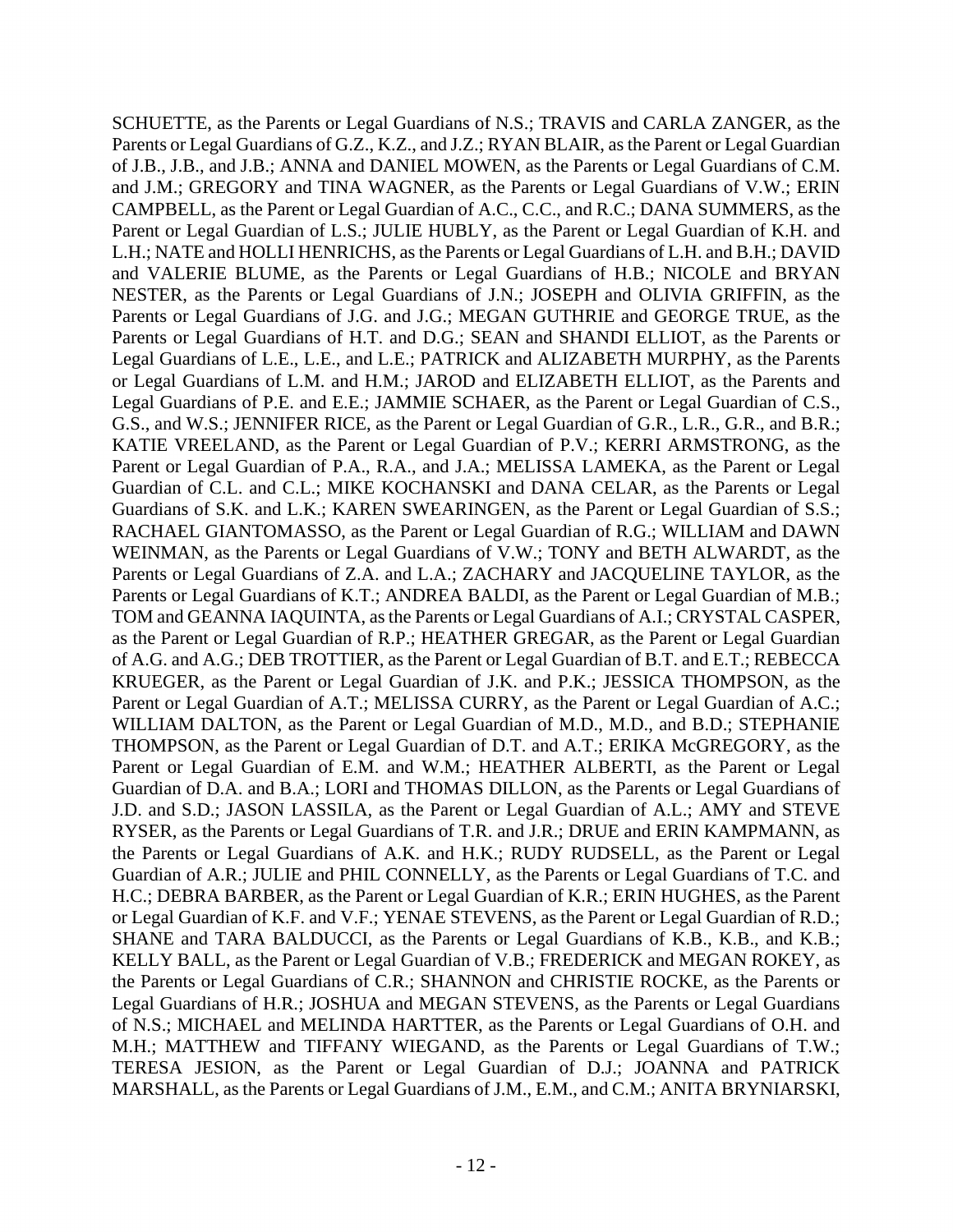SCHUETTE, as the Parents or Legal Guardians of N.S.; TRAVIS and CARLA ZANGER, as the Parents or Legal Guardians of G.Z., K.Z., and J.Z.; RYAN BLAIR, as the Parent or Legal Guardian of J.B., J.B., and J.B.; ANNA and DANIEL MOWEN, as the Parents or Legal Guardians of C.M. and J.M.; GREGORY and TINA WAGNER, as the Parents or Legal Guardians of V.W.; ERIN CAMPBELL, as the Parent or Legal Guardian of A.C., C.C., and R.C.; DANA SUMMERS, as the Parent or Legal Guardian of L.S.; JULIE HUBLY, as the Parent or Legal Guardian of K.H. and L.H.; NATE and HOLLI HENRICHS, as the Parents or Legal Guardians of L.H. and B.H.; DAVID and VALERIE BLUME, as the Parents or Legal Guardians of H.B.; NICOLE and BRYAN NESTER, as the Parents or Legal Guardians of J.N.; JOSEPH and OLIVIA GRIFFIN, as the Parents or Legal Guardians of J.G. and J.G.; MEGAN GUTHRIE and GEORGE TRUE, as the Parents or Legal Guardians of H.T. and D.G.; SEAN and SHANDI ELLIOT, as the Parents or Legal Guardians of L.E., L.E., and L.E.; PATRICK and ALIZABETH MURPHY, as the Parents or Legal Guardians of L.M. and H.M.; JAROD and ELIZABETH ELLIOT, as the Parents and Legal Guardians of P.E. and E.E.; JAMMIE SCHAER, as the Parent or Legal Guardian of C.S., G.S., and W.S.; JENNIFER RICE, as the Parent or Legal Guardian of G.R., L.R., G.R., and B.R.; KATIE VREELAND, as the Parent or Legal Guardian of P.V.; KERRI ARMSTRONG, as the Parent or Legal Guardian of P.A., R.A., and J.A.; MELISSA LAMEKA, as the Parent or Legal Guardian of C.L. and C.L.; MIKE KOCHANSKI and DANA CELAR, as the Parents or Legal Guardians of S.K. and L.K.; KAREN SWEARINGEN, as the Parent or Legal Guardian of S.S.; RACHAEL GIANTOMASSO, as the Parent or Legal Guardian of R.G.; WILLIAM and DAWN WEINMAN, as the Parents or Legal Guardians of V.W.; TONY and BETH ALWARDT, as the Parents or Legal Guardians of Z.A. and L.A.; ZACHARY and JACQUELINE TAYLOR, as the Parents or Legal Guardians of K.T.; ANDREA BALDI, as the Parent or Legal Guardian of M.B.; TOM and GEANNA IAQUINTA, as the Parents or Legal Guardians of A.I.; CRYSTAL CASPER, as the Parent or Legal Guardian of R.P.; HEATHER GREGAR, as the Parent or Legal Guardian of A.G. and A.G.; DEB TROTTIER, as the Parent or Legal Guardian of B.T. and E.T.; REBECCA KRUEGER, as the Parent or Legal Guardian of J.K. and P.K.; JESSICA THOMPSON, as the Parent or Legal Guardian of A.T.; MELISSA CURRY, as the Parent or Legal Guardian of A.C.; WILLIAM DALTON, as the Parent or Legal Guardian of M.D., M.D., and B.D.; STEPHANIE THOMPSON, as the Parent or Legal Guardian of D.T. and A.T.; ERIKA McGREGORY, as the Parent or Legal Guardian of E.M. and W.M.; HEATHER ALBERTI, as the Parent or Legal Guardian of D.A. and B.A.; LORI and THOMAS DILLON, as the Parents or Legal Guardians of J.D. and S.D.; JASON LASSILA, as the Parent or Legal Guardian of A.L.; AMY and STEVE RYSER, as the Parents or Legal Guardians of T.R. and J.R.; DRUE and ERIN KAMPMANN, as the Parents or Legal Guardians of A.K. and H.K.; RUDY RUDSELL, as the Parent or Legal Guardian of A.R.; JULIE and PHIL CONNELLY, as the Parents or Legal Guardians of T.C. and H.C.; DEBRA BARBER, as the Parent or Legal Guardian of K.R.; ERIN HUGHES, as the Parent or Legal Guardian of K.F. and V.F.; YENAE STEVENS, as the Parent or Legal Guardian of R.D.; SHANE and TARA BALDUCCI, as the Parents or Legal Guardians of K.B., K.B., and K.B.; KELLY BALL, as the Parent or Legal Guardian of V.B.; FREDERICK and MEGAN ROKEY, as the Parents or Legal Guardians of C.R.; SHANNON and CHRISTIE ROCKE, as the Parents or Legal Guardians of H.R.; JOSHUA and MEGAN STEVENS, as the Parents or Legal Guardians of N.S.; MICHAEL and MELINDA HARTTER, as the Parents or Legal Guardians of O.H. and M.H.; MATTHEW and TIFFANY WIEGAND, as the Parents or Legal Guardians of T.W.; TERESA JESION, as the Parent or Legal Guardian of D.J.; JOANNA and PATRICK MARSHALL, as the Parents or Legal Guardians of J.M., E.M., and C.M.; ANITA BRYNIARSKI,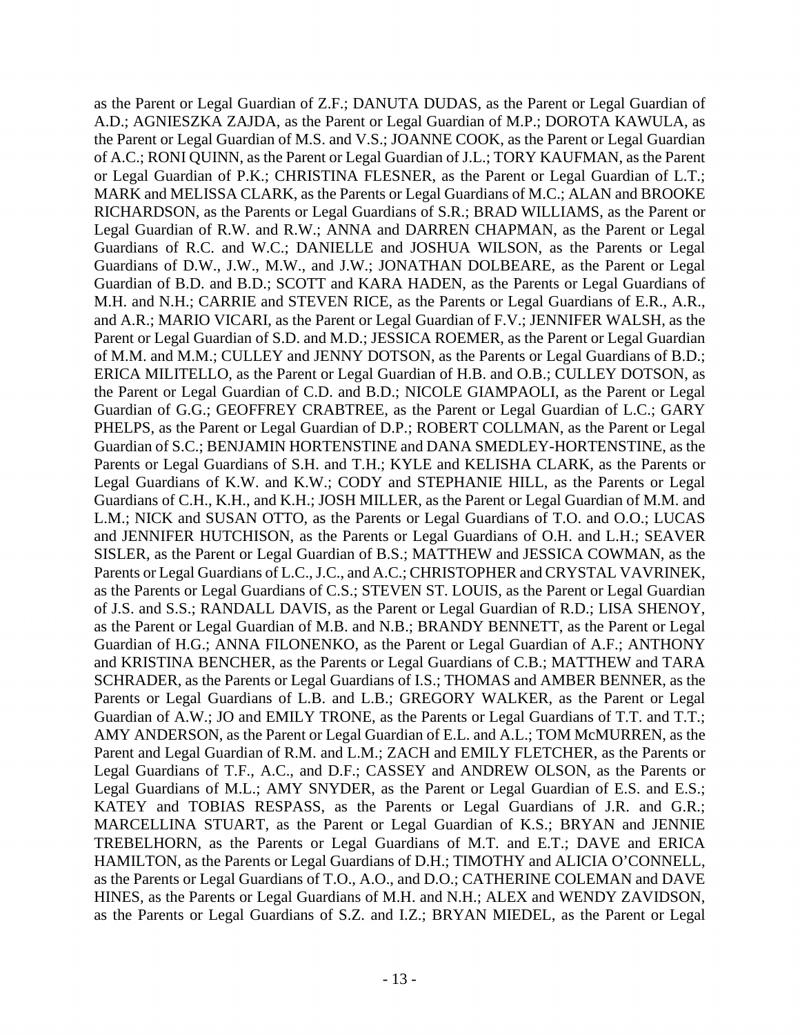as the Parent or Legal Guardian of Z.F.; DANUTA DUDAS, as the Parent or Legal Guardian of A.D.; AGNIESZKA ZAJDA, as the Parent or Legal Guardian of M.P.; DOROTA KAWULA, as the Parent or Legal Guardian of M.S. and V.S.; JOANNE COOK, as the Parent or Legal Guardian of A.C.; RONI QUINN, as the Parent or Legal Guardian of J.L.; TORY KAUFMAN, as the Parent or Legal Guardian of P.K.; CHRISTINA FLESNER, as the Parent or Legal Guardian of L.T.; MARK and MELISSA CLARK, as the Parents or Legal Guardians of M.C.; ALAN and BROOKE RICHARDSON, as the Parents or Legal Guardians of S.R.; BRAD WILLIAMS, as the Parent or Legal Guardian of R.W. and R.W.; ANNA and DARREN CHAPMAN, as the Parent or Legal Guardians of R.C. and W.C.; DANIELLE and JOSHUA WILSON, as the Parents or Legal Guardians of D.W., J.W., M.W., and J.W.; JONATHAN DOLBEARE, as the Parent or Legal Guardian of B.D. and B.D.; SCOTT and KARA HADEN, as the Parents or Legal Guardians of M.H. and N.H.; CARRIE and STEVEN RICE, as the Parents or Legal Guardians of E.R., A.R., and A.R.; MARIO VICARI, as the Parent or Legal Guardian of F.V.; JENNIFER WALSH, as the Parent or Legal Guardian of S.D. and M.D.; JESSICA ROEMER, as the Parent or Legal Guardian of M.M. and M.M.; CULLEY and JENNY DOTSON, as the Parents or Legal Guardians of B.D.; ERICA MILITELLO, as the Parent or Legal Guardian of H.B. and O.B.; CULLEY DOTSON, as the Parent or Legal Guardian of C.D. and B.D.; NICOLE GIAMPAOLI, as the Parent or Legal Guardian of G.G.; GEOFFREY CRABTREE, as the Parent or Legal Guardian of L.C.; GARY PHELPS, as the Parent or Legal Guardian of D.P.; ROBERT COLLMAN, as the Parent or Legal Guardian of S.C.; BENJAMIN HORTENSTINE and DANA SMEDLEY-HORTENSTINE, as the Parents or Legal Guardians of S.H. and T.H.; KYLE and KELISHA CLARK, as the Parents or Legal Guardians of K.W. and K.W.; CODY and STEPHANIE HILL, as the Parents or Legal Guardians of C.H., K.H., and K.H.; JOSH MILLER, as the Parent or Legal Guardian of M.M. and L.M.; NICK and SUSAN OTTO, as the Parents or Legal Guardians of T.O. and O.O.; LUCAS and JENNIFER HUTCHISON, as the Parents or Legal Guardians of O.H. and L.H.; SEAVER SISLER, as the Parent or Legal Guardian of B.S.; MATTHEW and JESSICA COWMAN, as the Parents or Legal Guardians of L.C., J.C., and A.C.; CHRISTOPHER and CRYSTAL VAVRINEK, as the Parents or Legal Guardians of C.S.; STEVEN ST. LOUIS, as the Parent or Legal Guardian of J.S. and S.S.; RANDALL DAVIS, as the Parent or Legal Guardian of R.D.; LISA SHENOY, as the Parent or Legal Guardian of M.B. and N.B.; BRANDY BENNETT, as the Parent or Legal Guardian of H.G.; ANNA FILONENKO, as the Parent or Legal Guardian of A.F.; ANTHONY and KRISTINA BENCHER, as the Parents or Legal Guardians of C.B.; MATTHEW and TARA SCHRADER, as the Parents or Legal Guardians of I.S.; THOMAS and AMBER BENNER, as the Parents or Legal Guardians of L.B. and L.B.; GREGORY WALKER, as the Parent or Legal Guardian of A.W.; JO and EMILY TRONE, as the Parents or Legal Guardians of T.T. and T.T.; AMY ANDERSON, as the Parent or Legal Guardian of E.L. and A.L.; TOM McMURREN, as the Parent and Legal Guardian of R.M. and L.M.; ZACH and EMILY FLETCHER, as the Parents or Legal Guardians of T.F., A.C., and D.F.; CASSEY and ANDREW OLSON, as the Parents or Legal Guardians of M.L.; AMY SNYDER, as the Parent or Legal Guardian of E.S. and E.S.; KATEY and TOBIAS RESPASS, as the Parents or Legal Guardians of J.R. and G.R.; MARCELLINA STUART, as the Parent or Legal Guardian of K.S.; BRYAN and JENNIE TREBELHORN, as the Parents or Legal Guardians of M.T. and E.T.; DAVE and ERICA HAMILTON, as the Parents or Legal Guardians of D.H.; TIMOTHY and ALICIA O'CONNELL, as the Parents or Legal Guardians of T.O., A.O., and D.O.; CATHERINE COLEMAN and DAVE HINES, as the Parents or Legal Guardians of M.H. and N.H.; ALEX and WENDY ZAVIDSON, as the Parents or Legal Guardians of S.Z. and I.Z.; BRYAN MIEDEL, as the Parent or Legal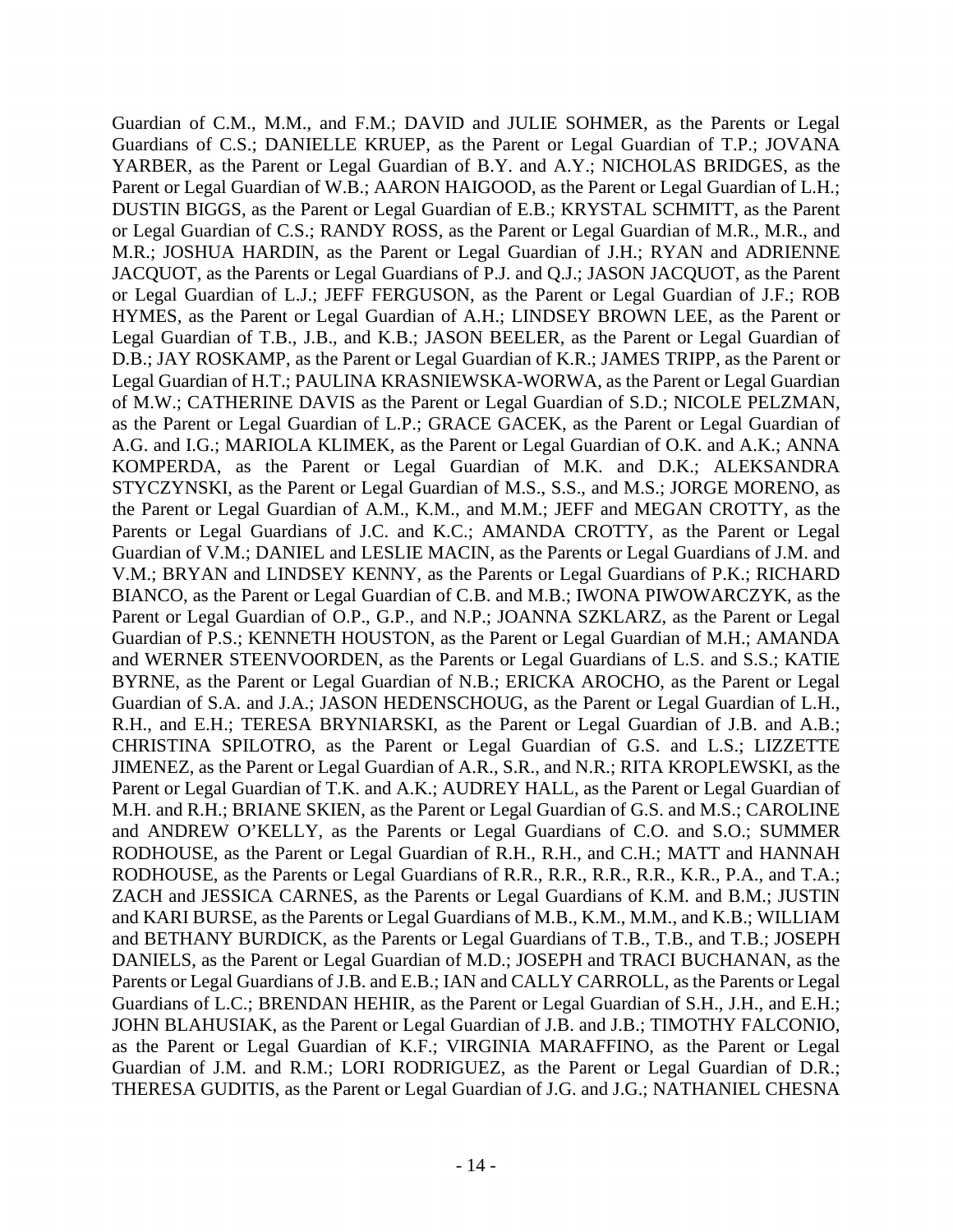Guardian of C.M., M.M., and F.M.; DAVID and JULIE SOHMER, as the Parents or Legal Guardians of C.S.; DANIELLE KRUEP, as the Parent or Legal Guardian of T.P.; JOVANA YARBER, as the Parent or Legal Guardian of B.Y. and A.Y.; NICHOLAS BRIDGES, as the Parent or Legal Guardian of W.B.; AARON HAIGOOD, as the Parent or Legal Guardian of L.H.; DUSTIN BIGGS, as the Parent or Legal Guardian of E.B.; KRYSTAL SCHMITT, as the Parent or Legal Guardian of C.S.; RANDY ROSS, as the Parent or Legal Guardian of M.R., M.R., and M.R.; JOSHUA HARDIN, as the Parent or Legal Guardian of J.H.; RYAN and ADRIENNE JACQUOT, as the Parents or Legal Guardians of P.J. and Q.J.; JASON JACQUOT, as the Parent or Legal Guardian of L.J.; JEFF FERGUSON, as the Parent or Legal Guardian of J.F.; ROB HYMES, as the Parent or Legal Guardian of A.H.; LINDSEY BROWN LEE, as the Parent or Legal Guardian of T.B., J.B., and K.B.; JASON BEELER, as the Parent or Legal Guardian of D.B.; JAY ROSKAMP, as the Parent or Legal Guardian of K.R.; JAMES TRIPP, as the Parent or Legal Guardian of H.T.; PAULINA KRASNIEWSKA-WORWA, as the Parent or Legal Guardian of M.W.; CATHERINE DAVIS as the Parent or Legal Guardian of S.D.; NICOLE PELZMAN, as the Parent or Legal Guardian of L.P.; GRACE GACEK, as the Parent or Legal Guardian of A.G. and I.G.; MARIOLA KLIMEK, as the Parent or Legal Guardian of O.K. and A.K.; ANNA KOMPERDA, as the Parent or Legal Guardian of M.K. and D.K.; ALEKSANDRA STYCZYNSKI, as the Parent or Legal Guardian of M.S., S.S., and M.S.; JORGE MORENO, as the Parent or Legal Guardian of A.M., K.M., and M.M.; JEFF and MEGAN CROTTY, as the Parents or Legal Guardians of J.C. and K.C.; AMANDA CROTTY, as the Parent or Legal Guardian of V.M.; DANIEL and LESLIE MACIN, as the Parents or Legal Guardians of J.M. and V.M.; BRYAN and LINDSEY KENNY, as the Parents or Legal Guardians of P.K.; RICHARD BIANCO, as the Parent or Legal Guardian of C.B. and M.B.; IWONA PIWOWARCZYK, as the Parent or Legal Guardian of O.P., G.P., and N.P.; JOANNA SZKLARZ, as the Parent or Legal Guardian of P.S.; KENNETH HOUSTON, as the Parent or Legal Guardian of M.H.; AMANDA and WERNER STEENVOORDEN, as the Parents or Legal Guardians of L.S. and S.S.; KATIE BYRNE, as the Parent or Legal Guardian of N.B.; ERICKA AROCHO, as the Parent or Legal Guardian of S.A. and J.A.; JASON HEDENSCHOUG, as the Parent or Legal Guardian of L.H., R.H., and E.H.; TERESA BRYNIARSKI, as the Parent or Legal Guardian of J.B. and A.B.; CHRISTINA SPILOTRO, as the Parent or Legal Guardian of G.S. and L.S.; LIZZETTE JIMENEZ, as the Parent or Legal Guardian of A.R., S.R., and N.R.; RITA KROPLEWSKI, as the Parent or Legal Guardian of T.K. and A.K.; AUDREY HALL, as the Parent or Legal Guardian of M.H. and R.H.; BRIANE SKIEN, as the Parent or Legal Guardian of G.S. and M.S.; CAROLINE and ANDREW O'KELLY, as the Parents or Legal Guardians of C.O. and S.O.; SUMMER RODHOUSE, as the Parent or Legal Guardian of R.H., R.H., and C.H.; MATT and HANNAH RODHOUSE, as the Parents or Legal Guardians of R.R., R.R., R.R., R.R., K.R., P.A., and T.A.; ZACH and JESSICA CARNES, as the Parents or Legal Guardians of K.M. and B.M.; JUSTIN and KARI BURSE, as the Parents or Legal Guardians of M.B., K.M., M.M., and K.B.; WILLIAM and BETHANY BURDICK, as the Parents or Legal Guardians of T.B., T.B., and T.B.; JOSEPH DANIELS, as the Parent or Legal Guardian of M.D.; JOSEPH and TRACI BUCHANAN, as the Parents or Legal Guardians of J.B. and E.B.; IAN and CALLY CARROLL, as the Parents or Legal Guardians of L.C.; BRENDAN HEHIR, as the Parent or Legal Guardian of S.H., J.H., and E.H.; JOHN BLAHUSIAK, as the Parent or Legal Guardian of J.B. and J.B.; TIMOTHY FALCONIO, as the Parent or Legal Guardian of K.F.; VIRGINIA MARAFFINO, as the Parent or Legal Guardian of J.M. and R.M.; LORI RODRIGUEZ, as the Parent or Legal Guardian of D.R.; THERESA GUDITIS, as the Parent or Legal Guardian of J.G. and J.G.; NATHANIEL CHESNA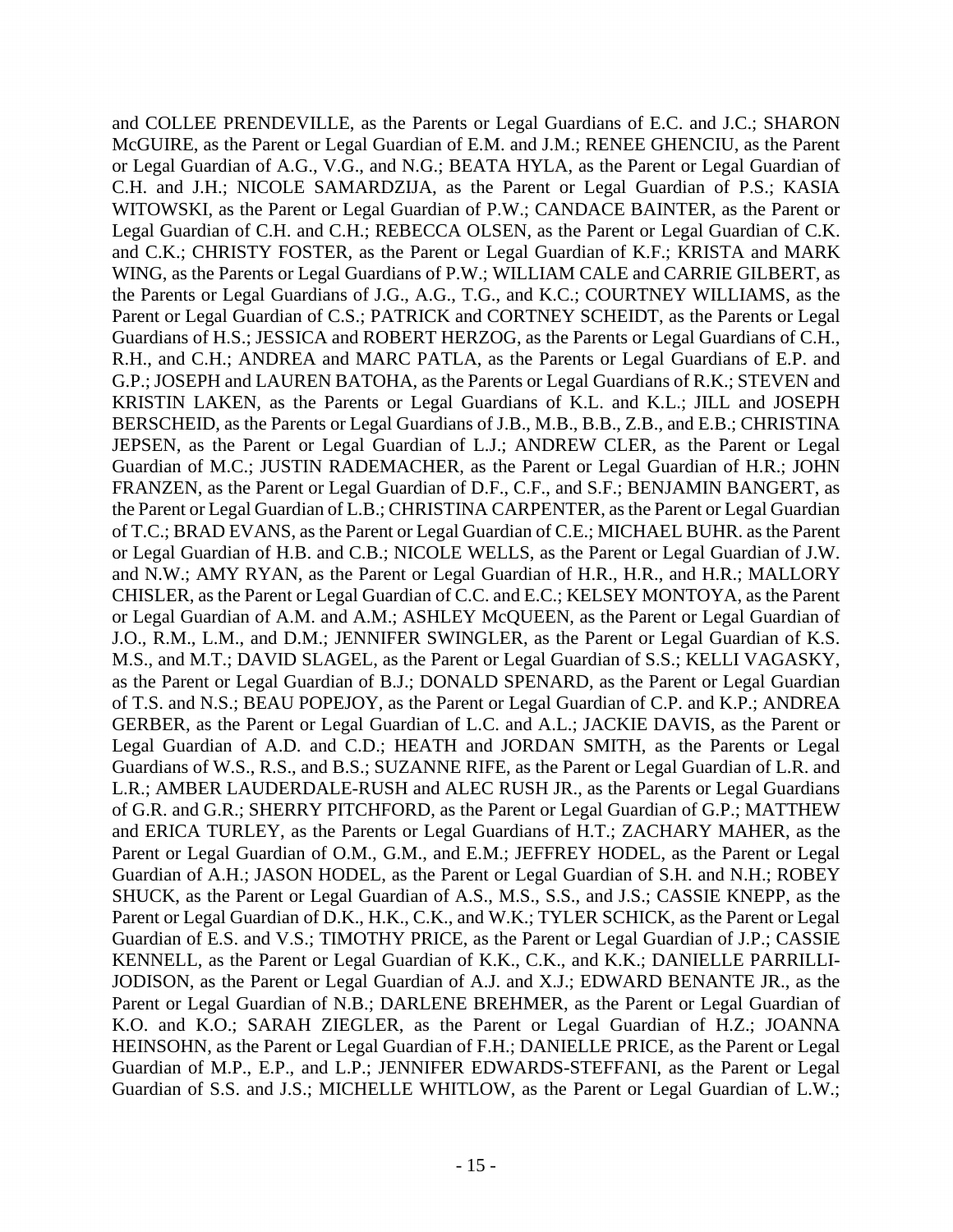and COLLEE PRENDEVILLE, as the Parents or Legal Guardians of E.C. and J.C.; SHARON McGUIRE, as the Parent or Legal Guardian of E.M. and J.M.; RENEE GHENCIU, as the Parent or Legal Guardian of A.G., V.G., and N.G.; BEATA HYLA, as the Parent or Legal Guardian of C.H. and J.H.; NICOLE SAMARDZIJA, as the Parent or Legal Guardian of P.S.; KASIA WITOWSKI, as the Parent or Legal Guardian of P.W.; CANDACE BAINTER, as the Parent or Legal Guardian of C.H. and C.H.; REBECCA OLSEN, as the Parent or Legal Guardian of C.K. and C.K.; CHRISTY FOSTER, as the Parent or Legal Guardian of K.F.; KRISTA and MARK WING, as the Parents or Legal Guardians of P.W.; WILLIAM CALE and CARRIE GILBERT, as the Parents or Legal Guardians of J.G., A.G., T.G., and K.C.; COURTNEY WILLIAMS, as the Parent or Legal Guardian of C.S.; PATRICK and CORTNEY SCHEIDT, as the Parents or Legal Guardians of H.S.; JESSICA and ROBERT HERZOG, as the Parents or Legal Guardians of C.H., R.H., and C.H.; ANDREA and MARC PATLA, as the Parents or Legal Guardians of E.P. and G.P.; JOSEPH and LAUREN BATOHA, as the Parents or Legal Guardians of R.K.; STEVEN and KRISTIN LAKEN, as the Parents or Legal Guardians of K.L. and K.L.; JILL and JOSEPH BERSCHEID, as the Parents or Legal Guardians of J.B., M.B., B.B., Z.B., and E.B.; CHRISTINA JEPSEN, as the Parent or Legal Guardian of L.J.; ANDREW CLER, as the Parent or Legal Guardian of M.C.; JUSTIN RADEMACHER, as the Parent or Legal Guardian of H.R.; JOHN FRANZEN, as the Parent or Legal Guardian of D.F., C.F., and S.F.; BENJAMIN BANGERT, as the Parent or Legal Guardian of L.B.; CHRISTINA CARPENTER, as the Parent or Legal Guardian of T.C.; BRAD EVANS, as the Parent or Legal Guardian of C.E.; MICHAEL BUHR. as the Parent or Legal Guardian of H.B. and C.B.; NICOLE WELLS, as the Parent or Legal Guardian of J.W. and N.W.; AMY RYAN, as the Parent or Legal Guardian of H.R., H.R., and H.R.; MALLORY CHISLER, as the Parent or Legal Guardian of C.C. and E.C.; KELSEY MONTOYA, as the Parent or Legal Guardian of A.M. and A.M.; ASHLEY McQUEEN, as the Parent or Legal Guardian of J.O., R.M., L.M., and D.M.; JENNIFER SWINGLER, as the Parent or Legal Guardian of K.S. M.S., and M.T.; DAVID SLAGEL, as the Parent or Legal Guardian of S.S.; KELLI VAGASKY, as the Parent or Legal Guardian of B.J.; DONALD SPENARD, as the Parent or Legal Guardian of T.S. and N.S.; BEAU POPEJOY, as the Parent or Legal Guardian of C.P. and K.P.; ANDREA GERBER, as the Parent or Legal Guardian of L.C. and A.L.; JACKIE DAVIS, as the Parent or Legal Guardian of A.D. and C.D.; HEATH and JORDAN SMITH, as the Parents or Legal Guardians of W.S., R.S., and B.S.; SUZANNE RIFE, as the Parent or Legal Guardian of L.R. and L.R.; AMBER LAUDERDALE-RUSH and ALEC RUSH JR., as the Parents or Legal Guardians of G.R. and G.R.; SHERRY PITCHFORD, as the Parent or Legal Guardian of G.P.; MATTHEW and ERICA TURLEY, as the Parents or Legal Guardians of H.T.; ZACHARY MAHER, as the Parent or Legal Guardian of O.M., G.M., and E.M.; JEFFREY HODEL, as the Parent or Legal Guardian of A.H.; JASON HODEL, as the Parent or Legal Guardian of S.H. and N.H.; ROBEY SHUCK, as the Parent or Legal Guardian of A.S., M.S., S.S., and J.S.; CASSIE KNEPP, as the Parent or Legal Guardian of D.K., H.K., C.K., and W.K.; TYLER SCHICK, as the Parent or Legal Guardian of E.S. and V.S.; TIMOTHY PRICE, as the Parent or Legal Guardian of J.P.; CASSIE KENNELL, as the Parent or Legal Guardian of K.K., C.K., and K.K.; DANIELLE PARRILLI-JODISON, as the Parent or Legal Guardian of A.J. and X.J.; EDWARD BENANTE JR., as the Parent or Legal Guardian of N.B.; DARLENE BREHMER, as the Parent or Legal Guardian of K.O. and K.O.; SARAH ZIEGLER, as the Parent or Legal Guardian of H.Z.; JOANNA HEINSOHN, as the Parent or Legal Guardian of F.H.; DANIELLE PRICE, as the Parent or Legal Guardian of M.P., E.P., and L.P.; JENNIFER EDWARDS-STEFFANI, as the Parent or Legal Guardian of S.S. and J.S.; MICHELLE WHITLOW, as the Parent or Legal Guardian of L.W.;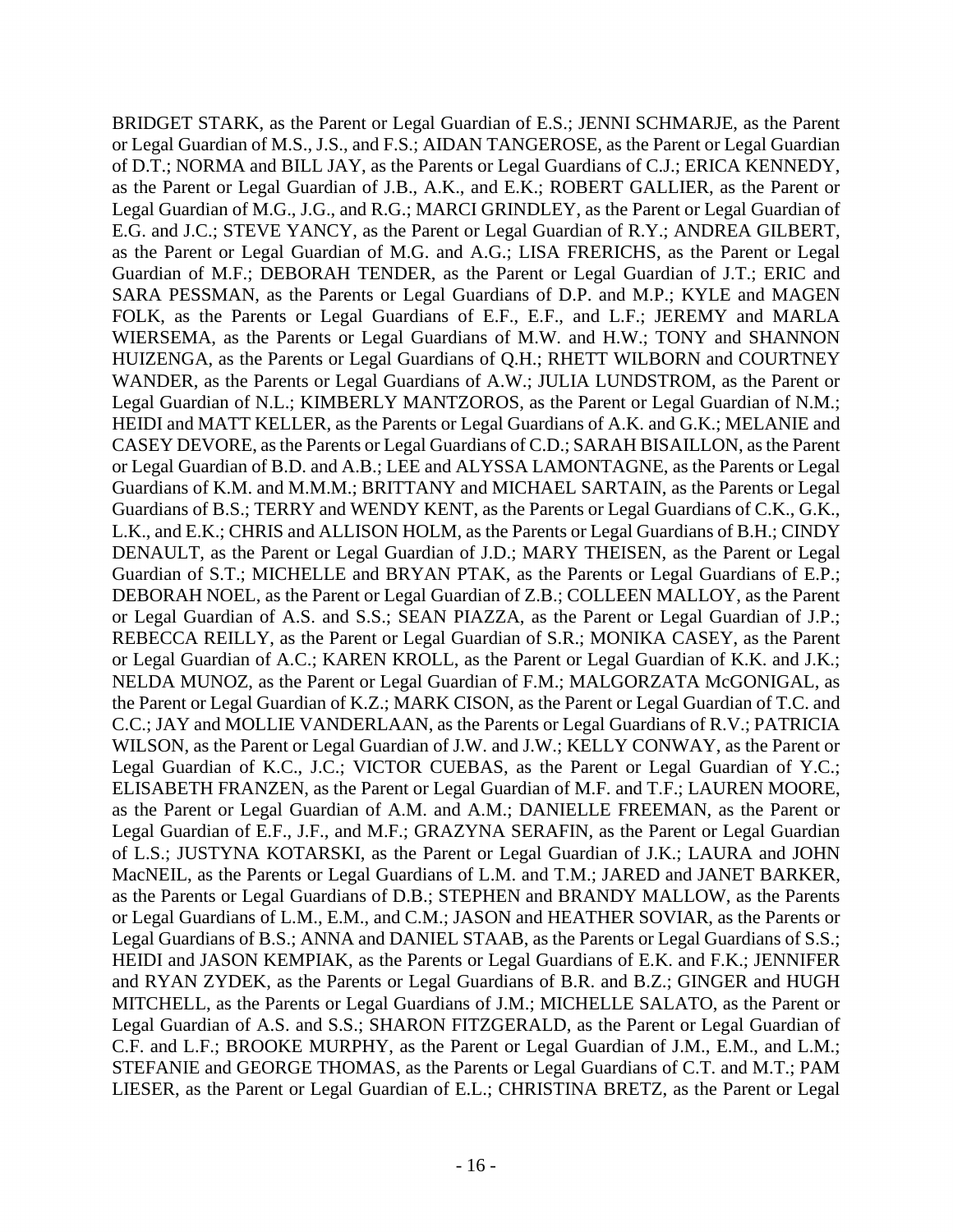BRIDGET STARK, as the Parent or Legal Guardian of E.S.; JENNI SCHMARJE, as the Parent or Legal Guardian of M.S., J.S., and F.S.; AIDAN TANGEROSE, as the Parent or Legal Guardian of D.T.; NORMA and BILL JAY, as the Parents or Legal Guardians of C.J.; ERICA KENNEDY, as the Parent or Legal Guardian of J.B., A.K., and E.K.; ROBERT GALLIER, as the Parent or Legal Guardian of M.G., J.G., and R.G.; MARCI GRINDLEY, as the Parent or Legal Guardian of E.G. and J.C.; STEVE YANCY, as the Parent or Legal Guardian of R.Y.; ANDREA GILBERT, as the Parent or Legal Guardian of M.G. and A.G.; LISA FRERICHS, as the Parent or Legal Guardian of M.F.; DEBORAH TENDER, as the Parent or Legal Guardian of J.T.; ERIC and SARA PESSMAN, as the Parents or Legal Guardians of D.P. and M.P.; KYLE and MAGEN FOLK, as the Parents or Legal Guardians of E.F., E.F., and L.F.; JEREMY and MARLA WIERSEMA, as the Parents or Legal Guardians of M.W. and H.W.; TONY and SHANNON HUIZENGA, as the Parents or Legal Guardians of Q.H.; RHETT WILBORN and COURTNEY WANDER, as the Parents or Legal Guardians of A.W.; JULIA LUNDSTROM, as the Parent or Legal Guardian of N.L.; KIMBERLY MANTZOROS, as the Parent or Legal Guardian of N.M.; HEIDI and MATT KELLER, as the Parents or Legal Guardians of A.K. and G.K.; MELANIE and CASEY DEVORE, as the Parents or Legal Guardians of C.D.; SARAH BISAILLON, as the Parent or Legal Guardian of B.D. and A.B.; LEE and ALYSSA LAMONTAGNE, as the Parents or Legal Guardians of K.M. and M.M.M.; BRITTANY and MICHAEL SARTAIN, as the Parents or Legal Guardians of B.S.; TERRY and WENDY KENT, as the Parents or Legal Guardians of C.K., G.K., L.K., and E.K.; CHRIS and ALLISON HOLM, as the Parents or Legal Guardians of B.H.; CINDY DENAULT, as the Parent or Legal Guardian of J.D.; MARY THEISEN, as the Parent or Legal Guardian of S.T.; MICHELLE and BRYAN PTAK, as the Parents or Legal Guardians of E.P.; DEBORAH NOEL, as the Parent or Legal Guardian of Z.B.; COLLEEN MALLOY, as the Parent or Legal Guardian of A.S. and S.S.; SEAN PIAZZA, as the Parent or Legal Guardian of J.P.; REBECCA REILLY, as the Parent or Legal Guardian of S.R.; MONIKA CASEY, as the Parent or Legal Guardian of A.C.; KAREN KROLL, as the Parent or Legal Guardian of K.K. and J.K.; NELDA MUNOZ, as the Parent or Legal Guardian of F.M.; MALGORZATA McGONIGAL, as the Parent or Legal Guardian of K.Z.; MARK CISON, as the Parent or Legal Guardian of T.C. and C.C.; JAY and MOLLIE VANDERLAAN, as the Parents or Legal Guardians of R.V.; PATRICIA WILSON, as the Parent or Legal Guardian of J.W. and J.W.; KELLY CONWAY, as the Parent or Legal Guardian of K.C., J.C.; VICTOR CUEBAS, as the Parent or Legal Guardian of Y.C.; ELISABETH FRANZEN, as the Parent or Legal Guardian of M.F. and T.F.; LAUREN MOORE, as the Parent or Legal Guardian of A.M. and A.M.; DANIELLE FREEMAN, as the Parent or Legal Guardian of E.F., J.F., and M.F.; GRAZYNA SERAFIN, as the Parent or Legal Guardian of L.S.; JUSTYNA KOTARSKI, as the Parent or Legal Guardian of J.K.; LAURA and JOHN MacNEIL, as the Parents or Legal Guardians of L.M. and T.M.; JARED and JANET BARKER, as the Parents or Legal Guardians of D.B.; STEPHEN and BRANDY MALLOW, as the Parents or Legal Guardians of L.M., E.M., and C.M.; JASON and HEATHER SOVIAR, as the Parents or Legal Guardians of B.S.; ANNA and DANIEL STAAB, as the Parents or Legal Guardians of S.S.; HEIDI and JASON KEMPIAK, as the Parents or Legal Guardians of E.K. and F.K.; JENNIFER and RYAN ZYDEK, as the Parents or Legal Guardians of B.R. and B.Z.; GINGER and HUGH MITCHELL, as the Parents or Legal Guardians of J.M.; MICHELLE SALATO, as the Parent or Legal Guardian of A.S. and S.S.; SHARON FITZGERALD, as the Parent or Legal Guardian of C.F. and L.F.; BROOKE MURPHY, as the Parent or Legal Guardian of J.M., E.M., and L.M.; STEFANIE and GEORGE THOMAS, as the Parents or Legal Guardians of C.T. and M.T.; PAM LIESER, as the Parent or Legal Guardian of E.L.; CHRISTINA BRETZ, as the Parent or Legal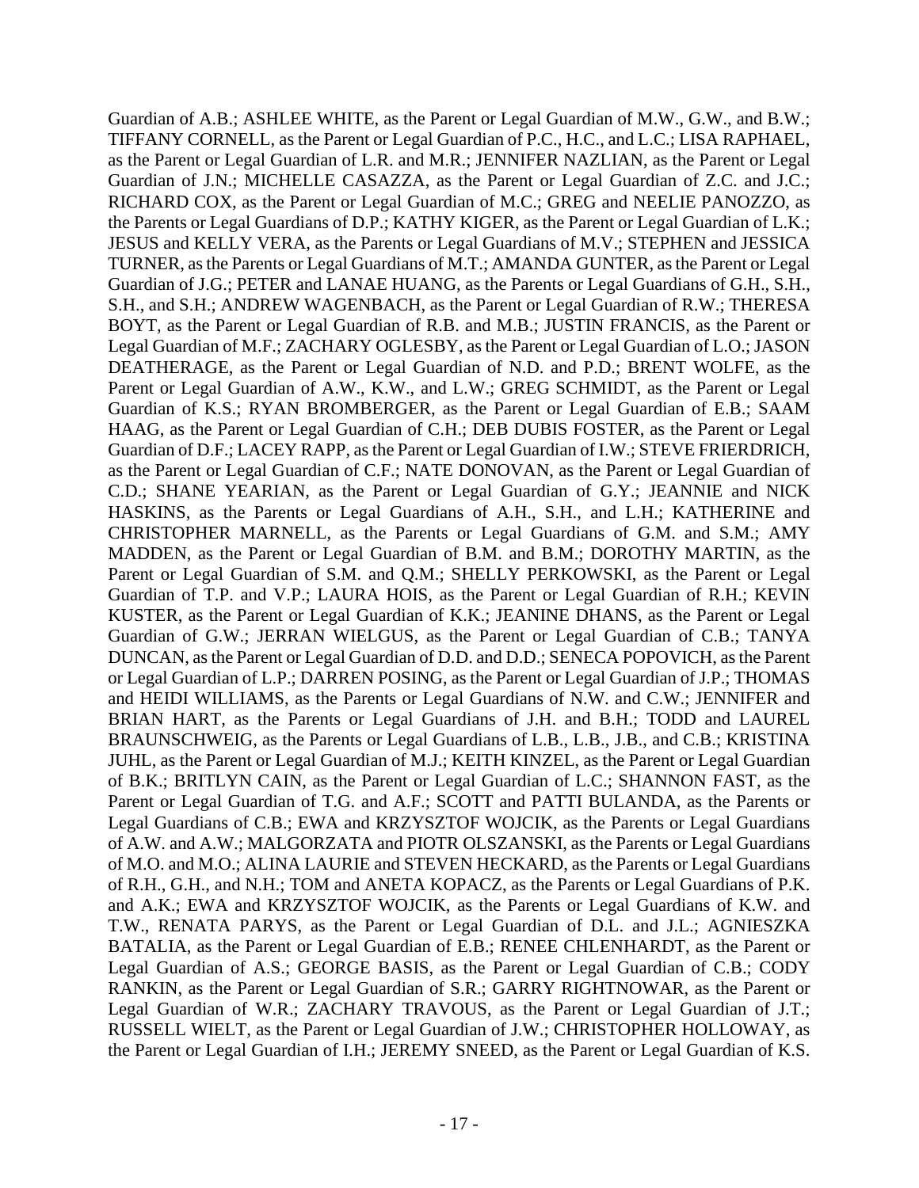Guardian of A.B.; ASHLEE WHITE, as the Parent or Legal Guardian of M.W., G.W., and B.W.; TIFFANY CORNELL, as the Parent or Legal Guardian of P.C., H.C., and L.C.; LISA RAPHAEL, as the Parent or Legal Guardian of L.R. and M.R.; JENNIFER NAZLIAN, as the Parent or Legal Guardian of J.N.; MICHELLE CASAZZA, as the Parent or Legal Guardian of Z.C. and J.C.; RICHARD COX, as the Parent or Legal Guardian of M.C.; GREG and NEELIE PANOZZO, as the Parents or Legal Guardians of D.P.; KATHY KIGER, as the Parent or Legal Guardian of L.K.; JESUS and KELLY VERA, as the Parents or Legal Guardians of M.V.; STEPHEN and JESSICA TURNER, as the Parents or Legal Guardians of M.T.; AMANDA GUNTER, as the Parent or Legal Guardian of J.G.; PETER and LANAE HUANG, as the Parents or Legal Guardians of G.H., S.H., S.H., and S.H.; ANDREW WAGENBACH, as the Parent or Legal Guardian of R.W.; THERESA BOYT, as the Parent or Legal Guardian of R.B. and M.B.; JUSTIN FRANCIS, as the Parent or Legal Guardian of M.F.; ZACHARY OGLESBY, as the Parent or Legal Guardian of L.O.; JASON DEATHERAGE, as the Parent or Legal Guardian of N.D. and P.D.; BRENT WOLFE, as the Parent or Legal Guardian of A.W., K.W., and L.W.; GREG SCHMIDT, as the Parent or Legal Guardian of K.S.; RYAN BROMBERGER, as the Parent or Legal Guardian of E.B.; SAAM HAAG, as the Parent or Legal Guardian of C.H.; DEB DUBIS FOSTER, as the Parent or Legal Guardian of D.F.; LACEY RAPP, as the Parent or Legal Guardian of I.W.; STEVE FRIERDRICH, as the Parent or Legal Guardian of C.F.; NATE DONOVAN, as the Parent or Legal Guardian of C.D.; SHANE YEARIAN, as the Parent or Legal Guardian of G.Y.; JEANNIE and NICK HASKINS, as the Parents or Legal Guardians of A.H., S.H., and L.H.; KATHERINE and CHRISTOPHER MARNELL, as the Parents or Legal Guardians of G.M. and S.M.; AMY MADDEN, as the Parent or Legal Guardian of B.M. and B.M.; DOROTHY MARTIN, as the Parent or Legal Guardian of S.M. and Q.M.; SHELLY PERKOWSKI, as the Parent or Legal Guardian of T.P. and V.P.; LAURA HOIS, as the Parent or Legal Guardian of R.H.; KEVIN KUSTER, as the Parent or Legal Guardian of K.K.; JEANINE DHANS, as the Parent or Legal Guardian of G.W.; JERRAN WIELGUS, as the Parent or Legal Guardian of C.B.; TANYA DUNCAN, as the Parent or Legal Guardian of D.D. and D.D.; SENECA POPOVICH, as the Parent or Legal Guardian of L.P.; DARREN POSING, as the Parent or Legal Guardian of J.P.; THOMAS and HEIDI WILLIAMS, as the Parents or Legal Guardians of N.W. and C.W.; JENNIFER and BRIAN HART, as the Parents or Legal Guardians of J.H. and B.H.; TODD and LAUREL BRAUNSCHWEIG, as the Parents or Legal Guardians of L.B., L.B., J.B., and C.B.; KRISTINA JUHL, as the Parent or Legal Guardian of M.J.; KEITH KINZEL, as the Parent or Legal Guardian of B.K.; BRITLYN CAIN, as the Parent or Legal Guardian of L.C.; SHANNON FAST, as the Parent or Legal Guardian of T.G. and A.F.; SCOTT and PATTI BULANDA, as the Parents or Legal Guardians of C.B.; EWA and KRZYSZTOF WOJCIK, as the Parents or Legal Guardians of A.W. and A.W.; MALGORZATA and PIOTR OLSZANSKI, as the Parents or Legal Guardians of M.O. and M.O.; ALINA LAURIE and STEVEN HECKARD, as the Parents or Legal Guardians of R.H., G.H., and N.H.; TOM and ANETA KOPACZ, as the Parents or Legal Guardians of P.K. and A.K.; EWA and KRZYSZTOF WOJCIK, as the Parents or Legal Guardians of K.W. and T.W., RENATA PARYS, as the Parent or Legal Guardian of D.L. and J.L.; AGNIESZKA BATALIA, as the Parent or Legal Guardian of E.B.; RENEE CHLENHARDT, as the Parent or Legal Guardian of A.S.; GEORGE BASIS, as the Parent or Legal Guardian of C.B.; CODY RANKIN, as the Parent or Legal Guardian of S.R.; GARRY RIGHTNOWAR, as the Parent or Legal Guardian of W.R.; ZACHARY TRAVOUS, as the Parent or Legal Guardian of J.T.; RUSSELL WIELT, as the Parent or Legal Guardian of J.W.; CHRISTOPHER HOLLOWAY, as the Parent or Legal Guardian of I.H.; JEREMY SNEED, as the Parent or Legal Guardian of K.S.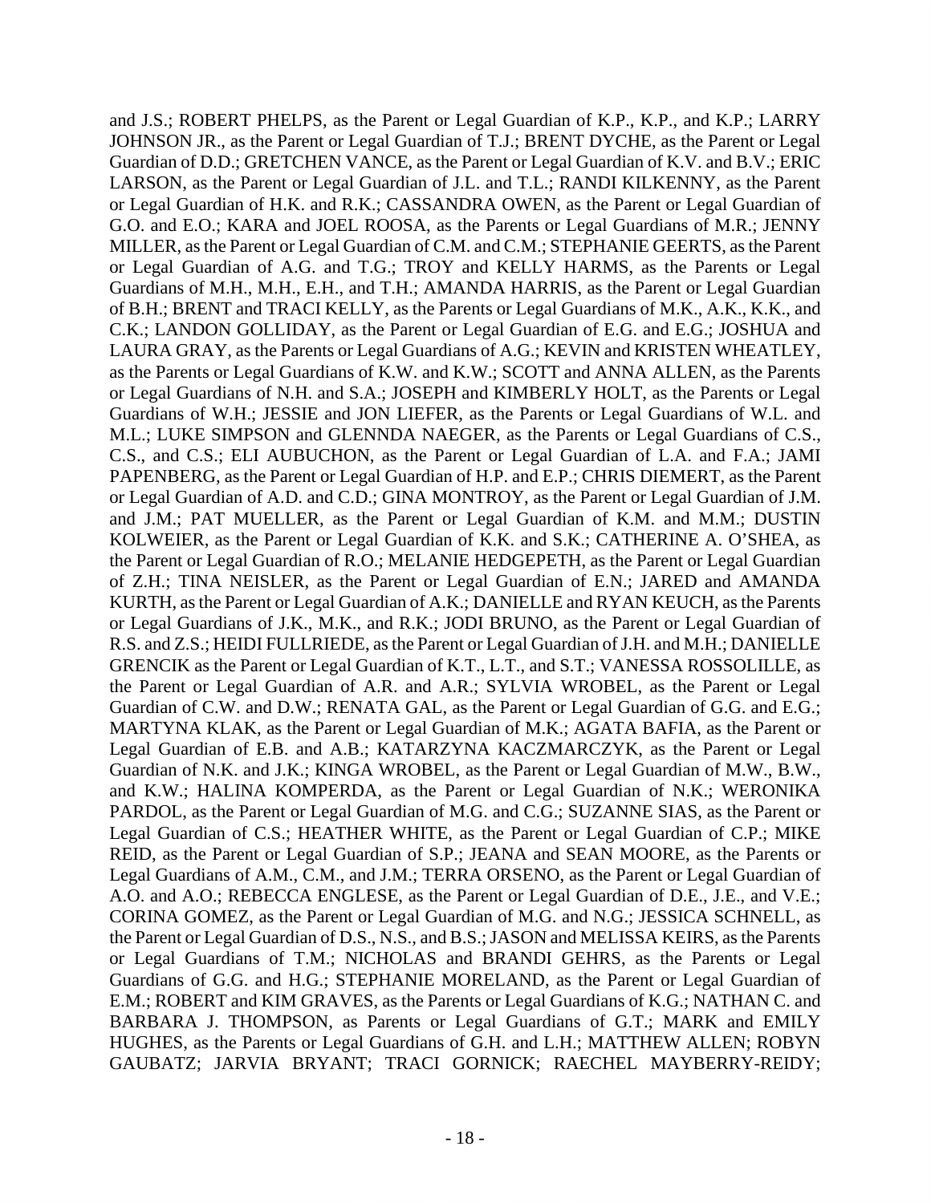and J.S.; ROBERT PHELPS, as the Parent or Legal Guardian of K.P., K.P., and K.P.; LARRY JOHNSON JR., as the Parent or Legal Guardian of T.J.; BRENT DYCHE, as the Parent or Legal Guardian of D.D.; GRETCHEN VANCE, as the Parent or Legal Guardian of K.V. and B.V.; ERIC LARSON, as the Parent or Legal Guardian of J.L. and T.L.; RANDI KILKENNY, as the Parent or Legal Guardian of H.K. and R.K.; CASSANDRA OWEN, as the Parent or Legal Guardian of G.O. and E.O.; KARA and JOEL ROOSA, as the Parents or Legal Guardians of M.R.; JENNY MILLER, as the Parent or Legal Guardian of C.M. and C.M.; STEPHANIE GEERTS, as the Parent or Legal Guardian of A.G. and T.G.; TROY and KELLY HARMS, as the Parents or Legal Guardians of M.H., M.H., E.H., and T.H.; AMANDA HARRIS, as the Parent or Legal Guardian of B.H.; BRENT and TRACI KELLY, as the Parents or Legal Guardians of M.K., A.K., K.K., and C.K.; LANDON GOLLIDAY, as the Parent or Legal Guardian of E.G. and E.G.; JOSHUA and LAURA GRAY, as the Parents or Legal Guardians of A.G.; KEVIN and KRISTEN WHEATLEY, as the Parents or Legal Guardians of K.W. and K.W.; SCOTT and ANNA ALLEN, as the Parents or Legal Guardians of N.H. and S.A.; JOSEPH and KIMBERLY HOLT, as the Parents or Legal Guardians of W.H.; JESSIE and JON LIEFER, as the Parents or Legal Guardians of W.L. and M.L.; LUKE SIMPSON and GLENNDA NAEGER, as the Parents or Legal Guardians of C.S., C.S., and C.S.; ELI AUBUCHON, as the Parent or Legal Guardian of L.A. and F.A.; JAMI PAPENBERG, as the Parent or Legal Guardian of H.P. and E.P.; CHRIS DIEMERT, as the Parent or Legal Guardian of A.D. and C.D.; GINA MONTROY, as the Parent or Legal Guardian of J.M. and J.M.; PAT MUELLER, as the Parent or Legal Guardian of K.M. and M.M.; DUSTIN KOLWEIER, as the Parent or Legal Guardian of K.K. and S.K.; CATHERINE A. O'SHEA, as the Parent or Legal Guardian of R.O.; MELANIE HEDGEPETH, as the Parent or Legal Guardian of Z.H.; TINA NEISLER, as the Parent or Legal Guardian of E.N.; JARED and AMANDA KURTH, as the Parent or Legal Guardian of A.K.; DANIELLE and RYAN KEUCH, as the Parents or Legal Guardians of J.K., M.K., and R.K.; JODI BRUNO, as the Parent or Legal Guardian of R.S. and Z.S.; HEIDI FULLRIEDE, as the Parent or Legal Guardian of J.H. and M.H.; DANIELLE GRENCIK as the Parent or Legal Guardian of K.T., L.T., and S.T.; VANESSA ROSSOLILLE, as the Parent or Legal Guardian of A.R. and A.R.; SYLVIA WROBEL, as the Parent or Legal Guardian of C.W. and D.W.; RENATA GAL, as the Parent or Legal Guardian of G.G. and E.G.; MARTYNA KLAK, as the Parent or Legal Guardian of M.K.; AGATA BAFIA, as the Parent or Legal Guardian of E.B. and A.B.; KATARZYNA KACZMARCZYK, as the Parent or Legal Guardian of N.K. and J.K.; KINGA WROBEL, as the Parent or Legal Guardian of M.W., B.W., and K.W.; HALINA KOMPERDA, as the Parent or Legal Guardian of N.K.; WERONIKA PARDOL, as the Parent or Legal Guardian of M.G. and C.G.; SUZANNE SIAS, as the Parent or Legal Guardian of C.S.; HEATHER WHITE, as the Parent or Legal Guardian of C.P.; MIKE REID, as the Parent or Legal Guardian of S.P.; JEANA and SEAN MOORE, as the Parents or Legal Guardians of A.M., C.M., and J.M.; TERRA ORSENO, as the Parent or Legal Guardian of A.O. and A.O.; REBECCA ENGLESE, as the Parent or Legal Guardian of D.E., J.E., and V.E.; CORINA GOMEZ, as the Parent or Legal Guardian of M.G. and N.G.; JESSICA SCHNELL, as the Parent or Legal Guardian of D.S., N.S., and B.S.; JASON and MELISSA KEIRS, as the Parents or Legal Guardians of T.M.; NICHOLAS and BRANDI GEHRS, as the Parents or Legal Guardians of G.G. and H.G.; STEPHANIE MORELAND, as the Parent or Legal Guardian of E.M.; ROBERT and KIM GRAVES, as the Parents or Legal Guardians of K.G.; NATHAN C. and BARBARA J. THOMPSON, as Parents or Legal Guardians of G.T.; MARK and EMILY HUGHES, as the Parents or Legal Guardians of G.H. and L.H.; MATTHEW ALLEN; ROBYN GAUBATZ; JARVIA BRYANT; TRACI GORNICK; RAECHEL MAYBERRY-REIDY;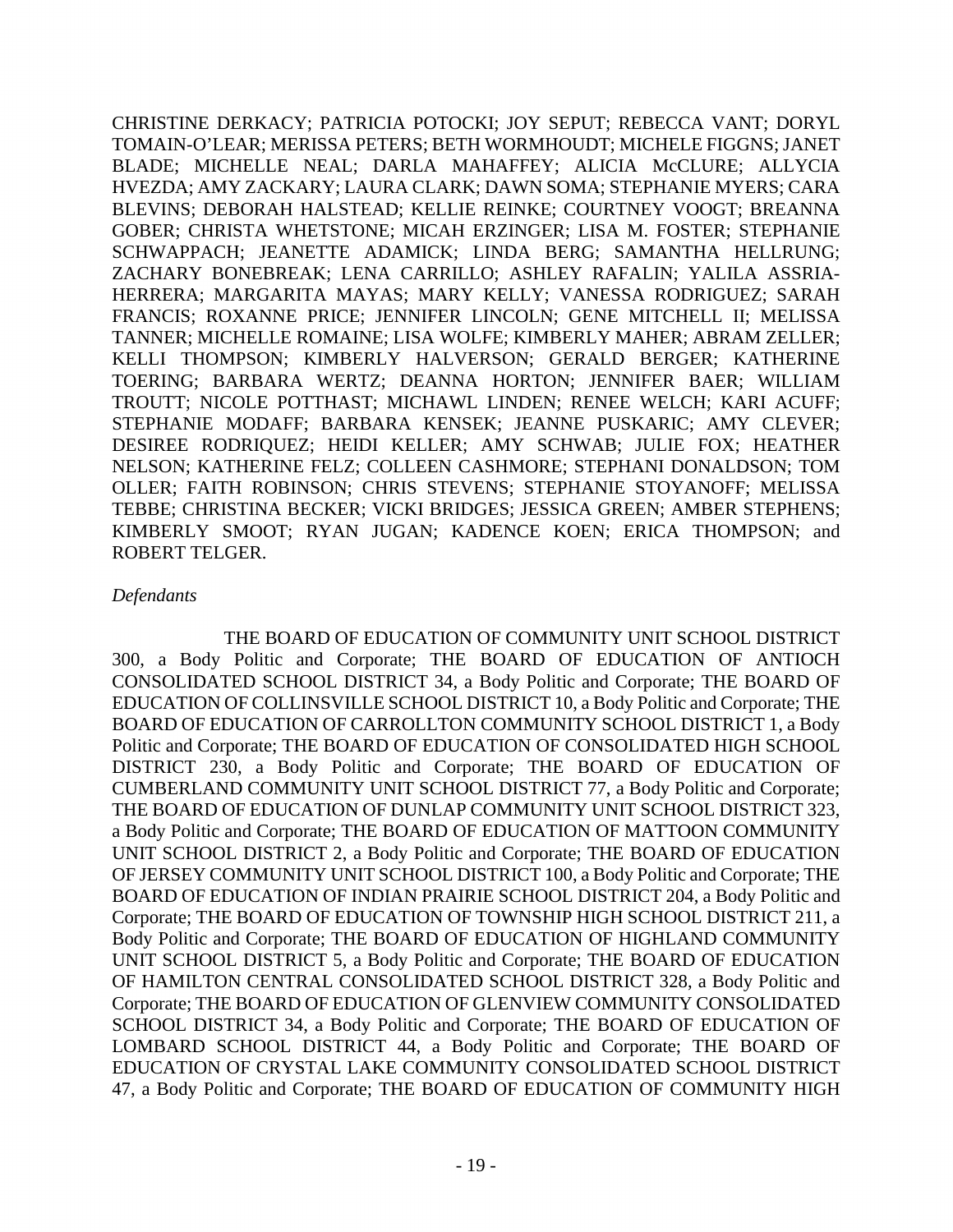CHRISTINE DERKACY; PATRICIA POTOCKI; JOY SEPUT; REBECCA VANT; DORYL TOMAIN-O'LEAR; MERISSA PETERS; BETH WORMHOUDT; MICHELE FIGGNS; JANET BLADE; MICHELLE NEAL; DARLA MAHAFFEY; ALICIA McCLURE; ALLYCIA HVEZDA; AMY ZACKARY; LAURA CLARK; DAWN SOMA; STEPHANIE MYERS; CARA BLEVINS; DEBORAH HALSTEAD; KELLIE REINKE; COURTNEY VOOGT; BREANNA GOBER; CHRISTA WHETSTONE; MICAH ERZINGER; LISA M. FOSTER; STEPHANIE SCHWAPPACH; JEANETTE ADAMICK; LINDA BERG; SAMANTHA HELLRUNG; ZACHARY BONEBREAK; LENA CARRILLO; ASHLEY RAFALIN; YALILA ASSRIA-HERRERA; MARGARITA MAYAS; MARY KELLY; VANESSA RODRIGUEZ; SARAH FRANCIS; ROXANNE PRICE; JENNIFER LINCOLN; GENE MITCHELL II; MELISSA TANNER; MICHELLE ROMAINE; LISA WOLFE; KIMBERLY MAHER; ABRAM ZELLER; KELLI THOMPSON; KIMBERLY HALVERSON; GERALD BERGER; KATHERINE TOERING; BARBARA WERTZ; DEANNA HORTON; JENNIFER BAER; WILLIAM TROUTT; NICOLE POTTHAST; MICHAWL LINDEN; RENEE WELCH; KARI ACUFF; STEPHANIE MODAFF; BARBARA KENSEK; JEANNE PUSKARIC; AMY CLEVER; DESIREE RODRIQUEZ; HEIDI KELLER; AMY SCHWAB; JULIE FOX; HEATHER NELSON; KATHERINE FELZ; COLLEEN CASHMORE; STEPHANI DONALDSON; TOM OLLER; FAITH ROBINSON; CHRIS STEVENS; STEPHANIE STOYANOFF; MELISSA TEBBE; CHRISTINA BECKER; VICKI BRIDGES; JESSICA GREEN; AMBER STEPHENS; KIMBERLY SMOOT; RYAN JUGAN; KADENCE KOEN; ERICA THOMPSON; and ROBERT TELGER.

*Defendants*

THE BOARD OF EDUCATION OF COMMUNITY UNIT SCHOOL DISTRICT 300, a Body Politic and Corporate; THE BOARD OF EDUCATION OF ANTIOCH CONSOLIDATED SCHOOL DISTRICT 34, a Body Politic and Corporate; THE BOARD OF EDUCATION OF COLLINSVILLE SCHOOL DISTRICT 10, a Body Politic and Corporate; THE BOARD OF EDUCATION OF CARROLLTON COMMUNITY SCHOOL DISTRICT 1, a Body Politic and Corporate; THE BOARD OF EDUCATION OF CONSOLIDATED HIGH SCHOOL DISTRICT 230, a Body Politic and Corporate; THE BOARD OF EDUCATION OF CUMBERLAND COMMUNITY UNIT SCHOOL DISTRICT 77, a Body Politic and Corporate; THE BOARD OF EDUCATION OF DUNLAP COMMUNITY UNIT SCHOOL DISTRICT 323, a Body Politic and Corporate; THE BOARD OF EDUCATION OF MATTOON COMMUNITY UNIT SCHOOL DISTRICT 2, a Body Politic and Corporate; THE BOARD OF EDUCATION OF JERSEY COMMUNITY UNIT SCHOOL DISTRICT 100, a Body Politic and Corporate; THE BOARD OF EDUCATION OF INDIAN PRAIRIE SCHOOL DISTRICT 204, a Body Politic and Corporate; THE BOARD OF EDUCATION OF TOWNSHIP HIGH SCHOOL DISTRICT 211, a Body Politic and Corporate; THE BOARD OF EDUCATION OF HIGHLAND COMMUNITY UNIT SCHOOL DISTRICT 5, a Body Politic and Corporate; THE BOARD OF EDUCATION OF HAMILTON CENTRAL CONSOLIDATED SCHOOL DISTRICT 328, a Body Politic and Corporate; THE BOARD OF EDUCATION OF GLENVIEW COMMUNITY CONSOLIDATED SCHOOL DISTRICT 34, a Body Politic and Corporate; THE BOARD OF EDUCATION OF LOMBARD SCHOOL DISTRICT 44, a Body Politic and Corporate; THE BOARD OF EDUCATION OF CRYSTAL LAKE COMMUNITY CONSOLIDATED SCHOOL DISTRICT 47, a Body Politic and Corporate; THE BOARD OF EDUCATION OF COMMUNITY HIGH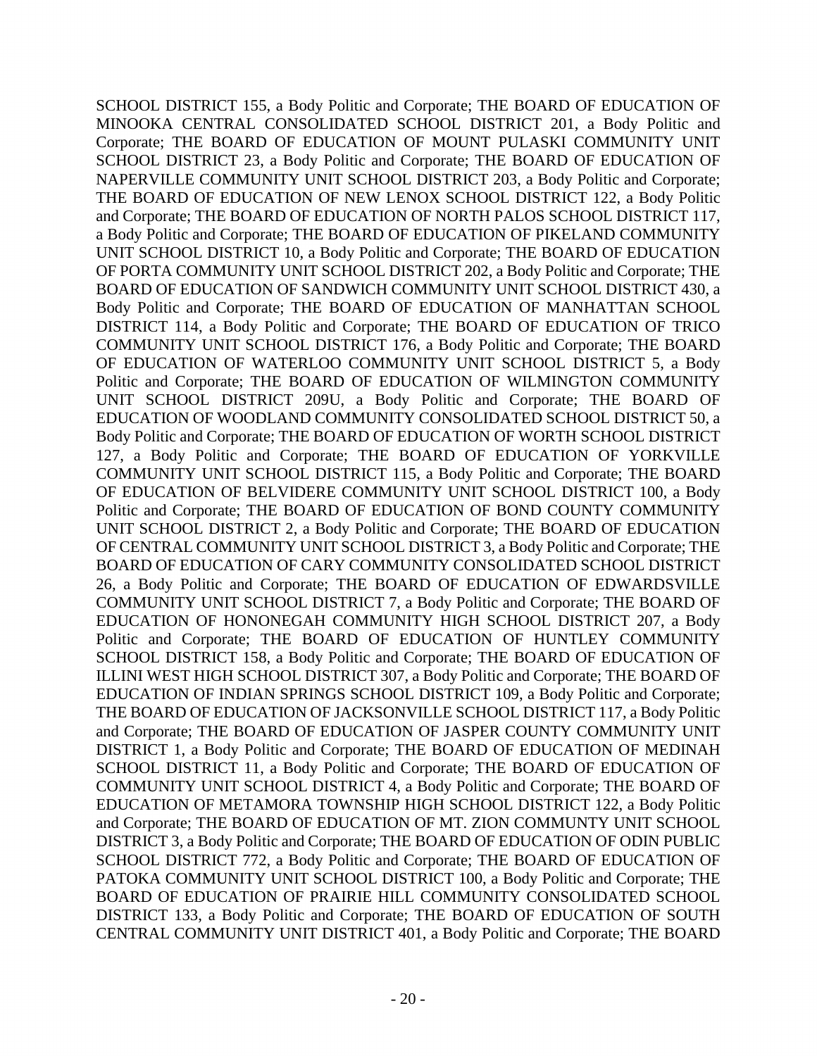SCHOOL DISTRICT 155, a Body Politic and Corporate; THE BOARD OF EDUCATION OF MINOOKA CENTRAL CONSOLIDATED SCHOOL DISTRICT 201, a Body Politic and Corporate; THE BOARD OF EDUCATION OF MOUNT PULASKI COMMUNITY UNIT SCHOOL DISTRICT 23, a Body Politic and Corporate; THE BOARD OF EDUCATION OF NAPERVILLE COMMUNITY UNIT SCHOOL DISTRICT 203, a Body Politic and Corporate; THE BOARD OF EDUCATION OF NEW LENOX SCHOOL DISTRICT 122, a Body Politic and Corporate; THE BOARD OF EDUCATION OF NORTH PALOS SCHOOL DISTRICT 117, a Body Politic and Corporate; THE BOARD OF EDUCATION OF PIKELAND COMMUNITY UNIT SCHOOL DISTRICT 10, a Body Politic and Corporate; THE BOARD OF EDUCATION OF PORTA COMMUNITY UNIT SCHOOL DISTRICT 202, a Body Politic and Corporate; THE BOARD OF EDUCATION OF SANDWICH COMMUNITY UNIT SCHOOL DISTRICT 430, a Body Politic and Corporate; THE BOARD OF EDUCATION OF MANHATTAN SCHOOL DISTRICT 114, a Body Politic and Corporate; THE BOARD OF EDUCATION OF TRICO COMMUNITY UNIT SCHOOL DISTRICT 176, a Body Politic and Corporate; THE BOARD OF EDUCATION OF WATERLOO COMMUNITY UNIT SCHOOL DISTRICT 5, a Body Politic and Corporate; THE BOARD OF EDUCATION OF WILMINGTON COMMUNITY UNIT SCHOOL DISTRICT 209U, a Body Politic and Corporate; THE BOARD OF EDUCATION OF WOODLAND COMMUNITY CONSOLIDATED SCHOOL DISTRICT 50, a Body Politic and Corporate; THE BOARD OF EDUCATION OF WORTH SCHOOL DISTRICT 127, a Body Politic and Corporate; THE BOARD OF EDUCATION OF YORKVILLE COMMUNITY UNIT SCHOOL DISTRICT 115, a Body Politic and Corporate; THE BOARD OF EDUCATION OF BELVIDERE COMMUNITY UNIT SCHOOL DISTRICT 100, a Body Politic and Corporate; THE BOARD OF EDUCATION OF BOND COUNTY COMMUNITY UNIT SCHOOL DISTRICT 2, a Body Politic and Corporate; THE BOARD OF EDUCATION OF CENTRAL COMMUNITY UNIT SCHOOL DISTRICT 3, a Body Politic and Corporate; THE BOARD OF EDUCATION OF CARY COMMUNITY CONSOLIDATED SCHOOL DISTRICT 26, a Body Politic and Corporate; THE BOARD OF EDUCATION OF EDWARDSVILLE COMMUNITY UNIT SCHOOL DISTRICT 7, a Body Politic and Corporate; THE BOARD OF EDUCATION OF HONONEGAH COMMUNITY HIGH SCHOOL DISTRICT 207, a Body Politic and Corporate; THE BOARD OF EDUCATION OF HUNTLEY COMMUNITY SCHOOL DISTRICT 158, a Body Politic and Corporate; THE BOARD OF EDUCATION OF ILLINI WEST HIGH SCHOOL DISTRICT 307, a Body Politic and Corporate; THE BOARD OF EDUCATION OF INDIAN SPRINGS SCHOOL DISTRICT 109, a Body Politic and Corporate; THE BOARD OF EDUCATION OF JACKSONVILLE SCHOOL DISTRICT 117, a Body Politic and Corporate; THE BOARD OF EDUCATION OF JASPER COUNTY COMMUNITY UNIT DISTRICT 1, a Body Politic and Corporate; THE BOARD OF EDUCATION OF MEDINAH SCHOOL DISTRICT 11, a Body Politic and Corporate; THE BOARD OF EDUCATION OF COMMUNITY UNIT SCHOOL DISTRICT 4, a Body Politic and Corporate; THE BOARD OF EDUCATION OF METAMORA TOWNSHIP HIGH SCHOOL DISTRICT 122, a Body Politic and Corporate; THE BOARD OF EDUCATION OF MT. ZION COMMUNTY UNIT SCHOOL DISTRICT 3, a Body Politic and Corporate; THE BOARD OF EDUCATION OF ODIN PUBLIC SCHOOL DISTRICT 772, a Body Politic and Corporate; THE BOARD OF EDUCATION OF PATOKA COMMUNITY UNIT SCHOOL DISTRICT 100, a Body Politic and Corporate; THE BOARD OF EDUCATION OF PRAIRIE HILL COMMUNITY CONSOLIDATED SCHOOL DISTRICT 133, a Body Politic and Corporate; THE BOARD OF EDUCATION OF SOUTH CENTRAL COMMUNITY UNIT DISTRICT 401, a Body Politic and Corporate; THE BOARD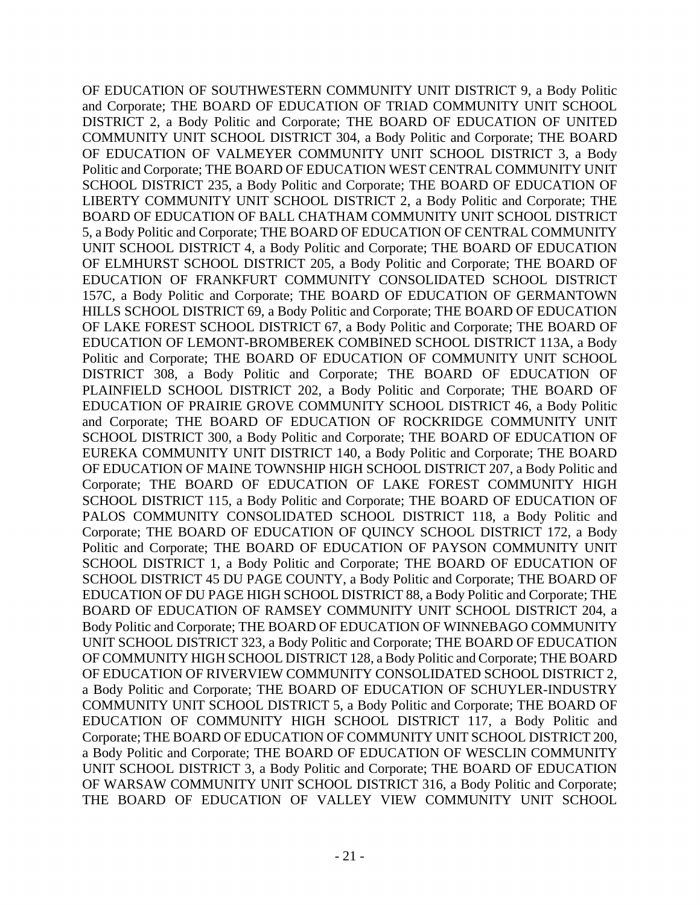OF EDUCATION OF SOUTHWESTERN COMMUNITY UNIT DISTRICT 9, a Body Politic and Corporate; THE BOARD OF EDUCATION OF TRIAD COMMUNITY UNIT SCHOOL DISTRICT 2, a Body Politic and Corporate; THE BOARD OF EDUCATION OF UNITED COMMUNITY UNIT SCHOOL DISTRICT 304, a Body Politic and Corporate; THE BOARD OF EDUCATION OF VALMEYER COMMUNITY UNIT SCHOOL DISTRICT 3, a Body Politic and Corporate; THE BOARD OF EDUCATION WEST CENTRAL COMMUNITY UNIT SCHOOL DISTRICT 235, a Body Politic and Corporate; THE BOARD OF EDUCATION OF LIBERTY COMMUNITY UNIT SCHOOL DISTRICT 2, a Body Politic and Corporate; THE BOARD OF EDUCATION OF BALL CHATHAM COMMUNITY UNIT SCHOOL DISTRICT 5, a Body Politic and Corporate; THE BOARD OF EDUCATION OF CENTRAL COMMUNITY UNIT SCHOOL DISTRICT 4, a Body Politic and Corporate; THE BOARD OF EDUCATION OF ELMHURST SCHOOL DISTRICT 205, a Body Politic and Corporate; THE BOARD OF EDUCATION OF FRANKFURT COMMUNITY CONSOLIDATED SCHOOL DISTRICT 157C, a Body Politic and Corporate; THE BOARD OF EDUCATION OF GERMANTOWN HILLS SCHOOL DISTRICT 69, a Body Politic and Corporate; THE BOARD OF EDUCATION OF LAKE FOREST SCHOOL DISTRICT 67, a Body Politic and Corporate; THE BOARD OF EDUCATION OF LEMONT-BROMBEREK COMBINED SCHOOL DISTRICT 113A, a Body Politic and Corporate; THE BOARD OF EDUCATION OF COMMUNITY UNIT SCHOOL DISTRICT 308, a Body Politic and Corporate; THE BOARD OF EDUCATION OF PLAINFIELD SCHOOL DISTRICT 202, a Body Politic and Corporate; THE BOARD OF EDUCATION OF PRAIRIE GROVE COMMUNITY SCHOOL DISTRICT 46, a Body Politic and Corporate; THE BOARD OF EDUCATION OF ROCKRIDGE COMMUNITY UNIT SCHOOL DISTRICT 300, a Body Politic and Corporate; THE BOARD OF EDUCATION OF EUREKA COMMUNITY UNIT DISTRICT 140, a Body Politic and Corporate; THE BOARD OF EDUCATION OF MAINE TOWNSHIP HIGH SCHOOL DISTRICT 207, a Body Politic and Corporate; THE BOARD OF EDUCATION OF LAKE FOREST COMMUNITY HIGH SCHOOL DISTRICT 115, a Body Politic and Corporate; THE BOARD OF EDUCATION OF PALOS COMMUNITY CONSOLIDATED SCHOOL DISTRICT 118, a Body Politic and Corporate; THE BOARD OF EDUCATION OF QUINCY SCHOOL DISTRICT 172, a Body Politic and Corporate; THE BOARD OF EDUCATION OF PAYSON COMMUNITY UNIT SCHOOL DISTRICT 1, a Body Politic and Corporate; THE BOARD OF EDUCATION OF SCHOOL DISTRICT 45 DU PAGE COUNTY, a Body Politic and Corporate; THE BOARD OF EDUCATION OF DU PAGE HIGH SCHOOL DISTRICT 88, a Body Politic and Corporate; THE BOARD OF EDUCATION OF RAMSEY COMMUNITY UNIT SCHOOL DISTRICT 204, a Body Politic and Corporate; THE BOARD OF EDUCATION OF WINNEBAGO COMMUNITY UNIT SCHOOL DISTRICT 323, a Body Politic and Corporate; THE BOARD OF EDUCATION OF COMMUNITY HIGH SCHOOL DISTRICT 128, a Body Politic and Corporate; THE BOARD OF EDUCATION OF RIVERVIEW COMMUNITY CONSOLIDATED SCHOOL DISTRICT 2, a Body Politic and Corporate; THE BOARD OF EDUCATION OF SCHUYLER-INDUSTRY COMMUNITY UNIT SCHOOL DISTRICT 5, a Body Politic and Corporate; THE BOARD OF EDUCATION OF COMMUNITY HIGH SCHOOL DISTRICT 117, a Body Politic and Corporate; THE BOARD OF EDUCATION OF COMMUNITY UNIT SCHOOL DISTRICT 200, a Body Politic and Corporate; THE BOARD OF EDUCATION OF WESCLIN COMMUNITY UNIT SCHOOL DISTRICT 3, a Body Politic and Corporate; THE BOARD OF EDUCATION OF WARSAW COMMUNITY UNIT SCHOOL DISTRICT 316, a Body Politic and Corporate; THE BOARD OF EDUCATION OF VALLEY VIEW COMMUNITY UNIT SCHOOL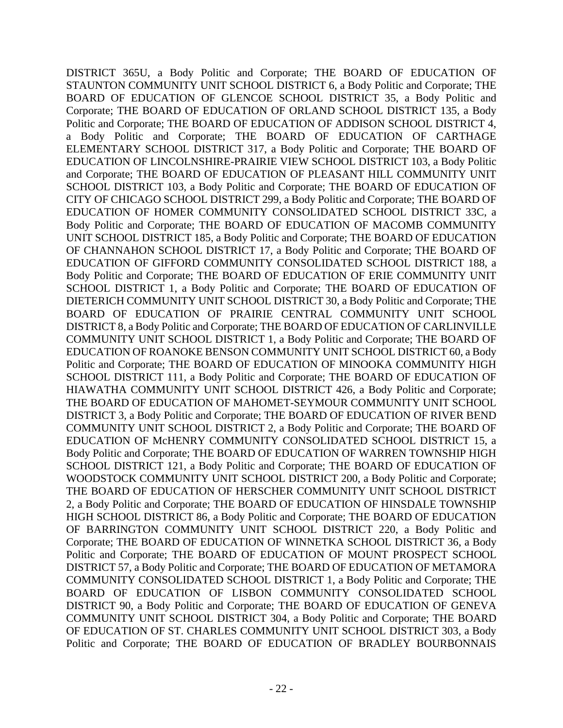DISTRICT 365U, a Body Politic and Corporate; THE BOARD OF EDUCATION OF STAUNTON COMMUNITY UNIT SCHOOL DISTRICT 6, a Body Politic and Corporate; THE BOARD OF EDUCATION OF GLENCOE SCHOOL DISTRICT 35, a Body Politic and Corporate; THE BOARD OF EDUCATION OF ORLAND SCHOOL DISTRICT 135, a Body Politic and Corporate; THE BOARD OF EDUCATION OF ADDISON SCHOOL DISTRICT 4, a Body Politic and Corporate; THE BOARD OF EDUCATION OF CARTHAGE ELEMENTARY SCHOOL DISTRICT 317, a Body Politic and Corporate; THE BOARD OF EDUCATION OF LINCOLNSHIRE-PRAIRIE VIEW SCHOOL DISTRICT 103, a Body Politic and Corporate; THE BOARD OF EDUCATION OF PLEASANT HILL COMMUNITY UNIT SCHOOL DISTRICT 103, a Body Politic and Corporate; THE BOARD OF EDUCATION OF CITY OF CHICAGO SCHOOL DISTRICT 299, a Body Politic and Corporate; THE BOARD OF EDUCATION OF HOMER COMMUNITY CONSOLIDATED SCHOOL DISTRICT 33C, a Body Politic and Corporate; THE BOARD OF EDUCATION OF MACOMB COMMUNITY UNIT SCHOOL DISTRICT 185, a Body Politic and Corporate; THE BOARD OF EDUCATION OF CHANNAHON SCHOOL DISTRICT 17, a Body Politic and Corporate; THE BOARD OF EDUCATION OF GIFFORD COMMUNITY CONSOLIDATED SCHOOL DISTRICT 188, a Body Politic and Corporate; THE BOARD OF EDUCATION OF ERIE COMMUNITY UNIT SCHOOL DISTRICT 1, a Body Politic and Corporate; THE BOARD OF EDUCATION OF DIETERICH COMMUNITY UNIT SCHOOL DISTRICT 30, a Body Politic and Corporate; THE BOARD OF EDUCATION OF PRAIRIE CENTRAL COMMUNITY UNIT SCHOOL DISTRICT 8, a Body Politic and Corporate; THE BOARD OF EDUCATION OF CARLINVILLE COMMUNITY UNIT SCHOOL DISTRICT 1, a Body Politic and Corporate; THE BOARD OF EDUCATION OF ROANOKE BENSON COMMUNITY UNIT SCHOOL DISTRICT 60, a Body Politic and Corporate; THE BOARD OF EDUCATION OF MINOOKA COMMUNITY HIGH SCHOOL DISTRICT 111, a Body Politic and Corporate; THE BOARD OF EDUCATION OF HIAWATHA COMMUNITY UNIT SCHOOL DISTRICT 426, a Body Politic and Corporate; THE BOARD OF EDUCATION OF MAHOMET-SEYMOUR COMMUNITY UNIT SCHOOL DISTRICT 3, a Body Politic and Corporate; THE BOARD OF EDUCATION OF RIVER BEND COMMUNITY UNIT SCHOOL DISTRICT 2, a Body Politic and Corporate; THE BOARD OF EDUCATION OF McHENRY COMMUNITY CONSOLIDATED SCHOOL DISTRICT 15, a Body Politic and Corporate; THE BOARD OF EDUCATION OF WARREN TOWNSHIP HIGH SCHOOL DISTRICT 121, a Body Politic and Corporate; THE BOARD OF EDUCATION OF WOODSTOCK COMMUNITY UNIT SCHOOL DISTRICT 200, a Body Politic and Corporate; THE BOARD OF EDUCATION OF HERSCHER COMMUNITY UNIT SCHOOL DISTRICT 2, a Body Politic and Corporate; THE BOARD OF EDUCATION OF HINSDALE TOWNSHIP HIGH SCHOOL DISTRICT 86, a Body Politic and Corporate; THE BOARD OF EDUCATION OF BARRINGTON COMMUNITY UNIT SCHOOL DISTRICT 220, a Body Politic and Corporate; THE BOARD OF EDUCATION OF WINNETKA SCHOOL DISTRICT 36, a Body Politic and Corporate; THE BOARD OF EDUCATION OF MOUNT PROSPECT SCHOOL DISTRICT 57, a Body Politic and Corporate; THE BOARD OF EDUCATION OF METAMORA COMMUNITY CONSOLIDATED SCHOOL DISTRICT 1, a Body Politic and Corporate; THE BOARD OF EDUCATION OF LISBON COMMUNITY CONSOLIDATED SCHOOL DISTRICT 90, a Body Politic and Corporate; THE BOARD OF EDUCATION OF GENEVA COMMUNITY UNIT SCHOOL DISTRICT 304, a Body Politic and Corporate; THE BOARD OF EDUCATION OF ST. CHARLES COMMUNITY UNIT SCHOOL DISTRICT 303, a Body Politic and Corporate; THE BOARD OF EDUCATION OF BRADLEY BOURBONNAIS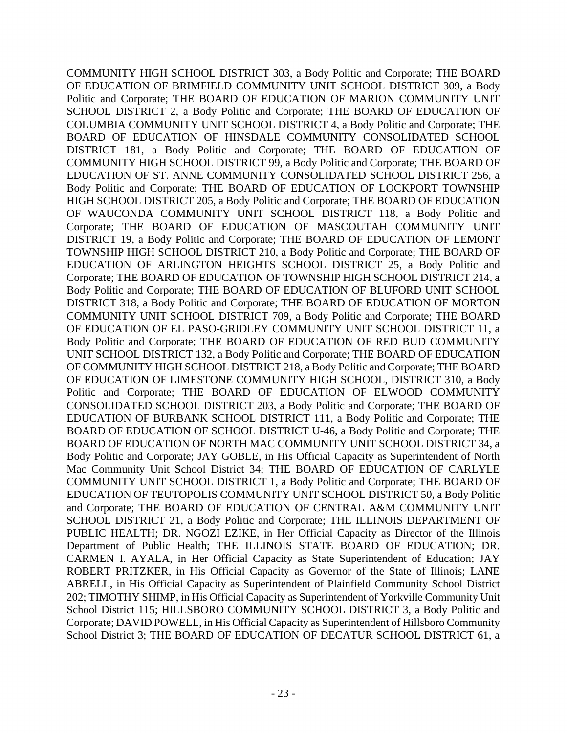COMMUNITY HIGH SCHOOL DISTRICT 303, a Body Politic and Corporate; THE BOARD OF EDUCATION OF BRIMFIELD COMMUNITY UNIT SCHOOL DISTRICT 309, a Body Politic and Corporate; THE BOARD OF EDUCATION OF MARION COMMUNITY UNIT SCHOOL DISTRICT 2, a Body Politic and Corporate; THE BOARD OF EDUCATION OF COLUMBIA COMMUNITY UNIT SCHOOL DISTRICT 4, a Body Politic and Corporate; THE BOARD OF EDUCATION OF HINSDALE COMMUNITY CONSOLIDATED SCHOOL DISTRICT 181, a Body Politic and Corporate; THE BOARD OF EDUCATION OF COMMUNITY HIGH SCHOOL DISTRICT 99, a Body Politic and Corporate; THE BOARD OF EDUCATION OF ST. ANNE COMMUNITY CONSOLIDATED SCHOOL DISTRICT 256, a Body Politic and Corporate; THE BOARD OF EDUCATION OF LOCKPORT TOWNSHIP HIGH SCHOOL DISTRICT 205, a Body Politic and Corporate; THE BOARD OF EDUCATION OF WAUCONDA COMMUNITY UNIT SCHOOL DISTRICT 118, a Body Politic and Corporate; THE BOARD OF EDUCATION OF MASCOUTAH COMMUNITY UNIT DISTRICT 19, a Body Politic and Corporate; THE BOARD OF EDUCATION OF LEMONT TOWNSHIP HIGH SCHOOL DISTRICT 210, a Body Politic and Corporate; THE BOARD OF EDUCATION OF ARLINGTON HEIGHTS SCHOOL DISTRICT 25, a Body Politic and Corporate; THE BOARD OF EDUCATION OF TOWNSHIP HIGH SCHOOL DISTRICT 214, a Body Politic and Corporate; THE BOARD OF EDUCATION OF BLUFORD UNIT SCHOOL DISTRICT 318, a Body Politic and Corporate; THE BOARD OF EDUCATION OF MORTON COMMUNITY UNIT SCHOOL DISTRICT 709, a Body Politic and Corporate; THE BOARD OF EDUCATION OF EL PASO-GRIDLEY COMMUNITY UNIT SCHOOL DISTRICT 11, a Body Politic and Corporate; THE BOARD OF EDUCATION OF RED BUD COMMUNITY UNIT SCHOOL DISTRICT 132, a Body Politic and Corporate; THE BOARD OF EDUCATION OF COMMUNITY HIGH SCHOOL DISTRICT 218, a Body Politic and Corporate; THE BOARD OF EDUCATION OF LIMESTONE COMMUNITY HIGH SCHOOL, DISTRICT 310, a Body Politic and Corporate; THE BOARD OF EDUCATION OF ELWOOD COMMUNITY CONSOLIDATED SCHOOL DISTRICT 203, a Body Politic and Corporate; THE BOARD OF EDUCATION OF BURBANK SCHOOL DISTRICT 111, a Body Politic and Corporate; THE BOARD OF EDUCATION OF SCHOOL DISTRICT U-46, a Body Politic and Corporate; THE BOARD OF EDUCATION OF NORTH MAC COMMUNITY UNIT SCHOOL DISTRICT 34, a Body Politic and Corporate; JAY GOBLE, in His Official Capacity as Superintendent of North Mac Community Unit School District 34; THE BOARD OF EDUCATION OF CARLYLE COMMUNITY UNIT SCHOOL DISTRICT 1, a Body Politic and Corporate; THE BOARD OF EDUCATION OF TEUTOPOLIS COMMUNITY UNIT SCHOOL DISTRICT 50, a Body Politic and Corporate; THE BOARD OF EDUCATION OF CENTRAL A&M COMMUNITY UNIT SCHOOL DISTRICT 21, a Body Politic and Corporate; THE ILLINOIS DEPARTMENT OF PUBLIC HEALTH; DR. NGOZI EZIKE, in Her Official Capacity as Director of the Illinois Department of Public Health; THE ILLINOIS STATE BOARD OF EDUCATION; DR. CARMEN I. AYALA, in Her Official Capacity as State Superintendent of Education; JAY ROBERT PRITZKER, in His Official Capacity as Governor of the State of Illinois; LANE ABRELL, in His Official Capacity as Superintendent of Plainfield Community School District 202; TIMOTHY SHIMP, in His Official Capacity as Superintendent of Yorkville Community Unit School District 115; HILLSBORO COMMUNITY SCHOOL DISTRICT 3, a Body Politic and Corporate; DAVID POWELL, in His Official Capacity as Superintendent of Hillsboro Community School District 3; THE BOARD OF EDUCATION OF DECATUR SCHOOL DISTRICT 61, a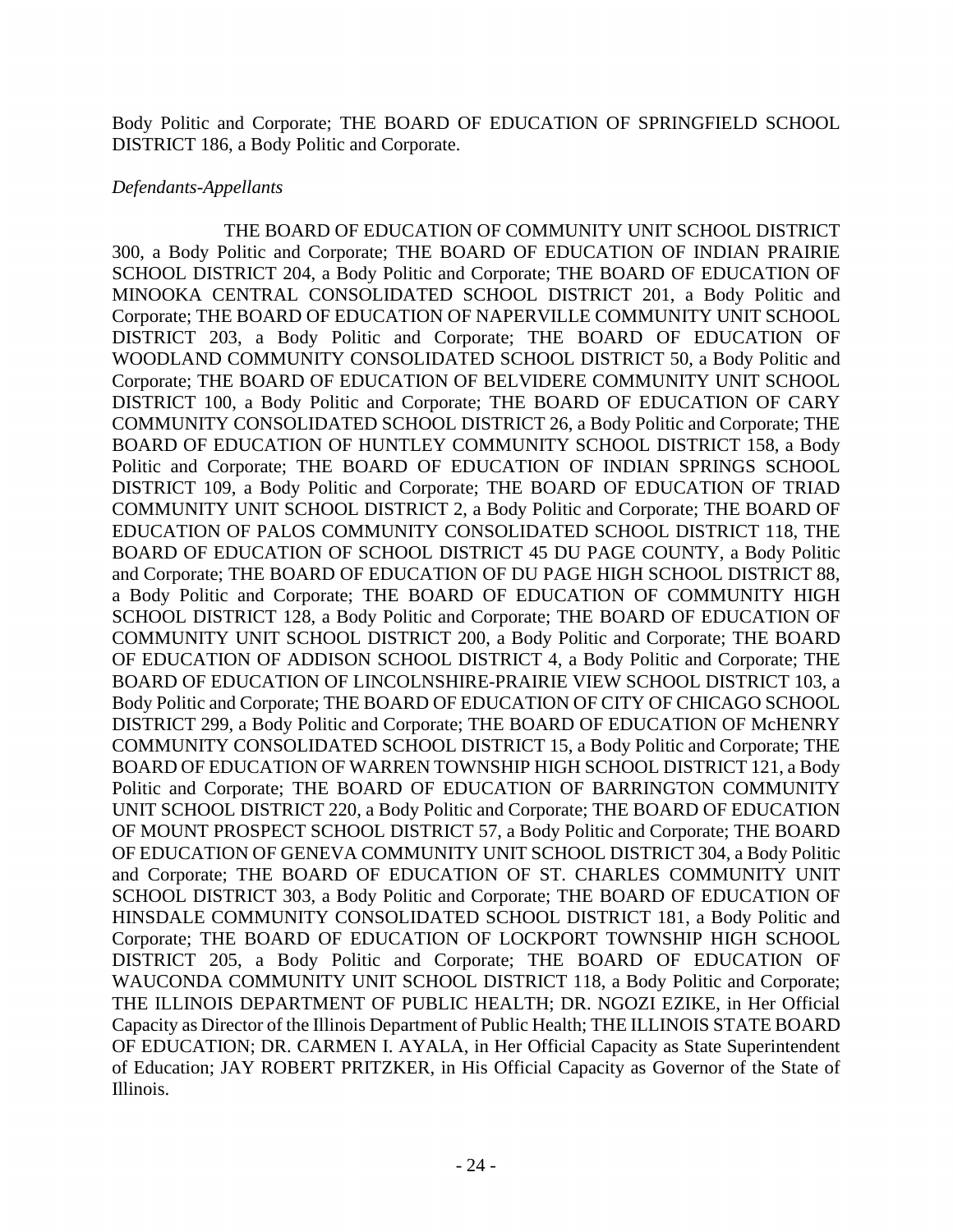Body Politic and Corporate; THE BOARD OF EDUCATION OF SPRINGFIELD SCHOOL DISTRICT 186, a Body Politic and Corporate.

*Defendants-Appellants*

THE BOARD OF EDUCATION OF COMMUNITY UNIT SCHOOL DISTRICT 300, a Body Politic and Corporate; THE BOARD OF EDUCATION OF INDIAN PRAIRIE SCHOOL DISTRICT 204, a Body Politic and Corporate; THE BOARD OF EDUCATION OF MINOOKA CENTRAL CONSOLIDATED SCHOOL DISTRICT 201, a Body Politic and Corporate; THE BOARD OF EDUCATION OF NAPERVILLE COMMUNITY UNIT SCHOOL DISTRICT 203, a Body Politic and Corporate; THE BOARD OF EDUCATION OF WOODLAND COMMUNITY CONSOLIDATED SCHOOL DISTRICT 50, a Body Politic and Corporate; THE BOARD OF EDUCATION OF BELVIDERE COMMUNITY UNIT SCHOOL DISTRICT 100, a Body Politic and Corporate; THE BOARD OF EDUCATION OF CARY COMMUNITY CONSOLIDATED SCHOOL DISTRICT 26, a Body Politic and Corporate; THE BOARD OF EDUCATION OF HUNTLEY COMMUNITY SCHOOL DISTRICT 158, a Body Politic and Corporate; THE BOARD OF EDUCATION OF INDIAN SPRINGS SCHOOL DISTRICT 109, a Body Politic and Corporate; THE BOARD OF EDUCATION OF TRIAD COMMUNITY UNIT SCHOOL DISTRICT 2, a Body Politic and Corporate; THE BOARD OF EDUCATION OF PALOS COMMUNITY CONSOLIDATED SCHOOL DISTRICT 118, THE BOARD OF EDUCATION OF SCHOOL DISTRICT 45 DU PAGE COUNTY, a Body Politic and Corporate; THE BOARD OF EDUCATION OF DU PAGE HIGH SCHOOL DISTRICT 88, a Body Politic and Corporate; THE BOARD OF EDUCATION OF COMMUNITY HIGH SCHOOL DISTRICT 128, a Body Politic and Corporate; THE BOARD OF EDUCATION OF COMMUNITY UNIT SCHOOL DISTRICT 200, a Body Politic and Corporate; THE BOARD OF EDUCATION OF ADDISON SCHOOL DISTRICT 4, a Body Politic and Corporate; THE BOARD OF EDUCATION OF LINCOLNSHIRE-PRAIRIE VIEW SCHOOL DISTRICT 103, a Body Politic and Corporate; THE BOARD OF EDUCATION OF CITY OF CHICAGO SCHOOL DISTRICT 299, a Body Politic and Corporate; THE BOARD OF EDUCATION OF McHENRY COMMUNITY CONSOLIDATED SCHOOL DISTRICT 15, a Body Politic and Corporate; THE BOARD OF EDUCATION OF WARREN TOWNSHIP HIGH SCHOOL DISTRICT 121, a Body Politic and Corporate; THE BOARD OF EDUCATION OF BARRINGTON COMMUNITY UNIT SCHOOL DISTRICT 220, a Body Politic and Corporate; THE BOARD OF EDUCATION OF MOUNT PROSPECT SCHOOL DISTRICT 57, a Body Politic and Corporate; THE BOARD OF EDUCATION OF GENEVA COMMUNITY UNIT SCHOOL DISTRICT 304, a Body Politic and Corporate; THE BOARD OF EDUCATION OF ST. CHARLES COMMUNITY UNIT SCHOOL DISTRICT 303, a Body Politic and Corporate; THE BOARD OF EDUCATION OF HINSDALE COMMUNITY CONSOLIDATED SCHOOL DISTRICT 181, a Body Politic and Corporate; THE BOARD OF EDUCATION OF LOCKPORT TOWNSHIP HIGH SCHOOL DISTRICT 205, a Body Politic and Corporate; THE BOARD OF EDUCATION OF WAUCONDA COMMUNITY UNIT SCHOOL DISTRICT 118, a Body Politic and Corporate; THE ILLINOIS DEPARTMENT OF PUBLIC HEALTH; DR. NGOZI EZIKE, in Her Official Capacity as Director of the Illinois Department of Public Health; THE ILLINOIS STATE BOARD OF EDUCATION; DR. CARMEN I. AYALA, in Her Official Capacity as State Superintendent of Education; JAY ROBERT PRITZKER, in His Official Capacity as Governor of the State of Illinois.